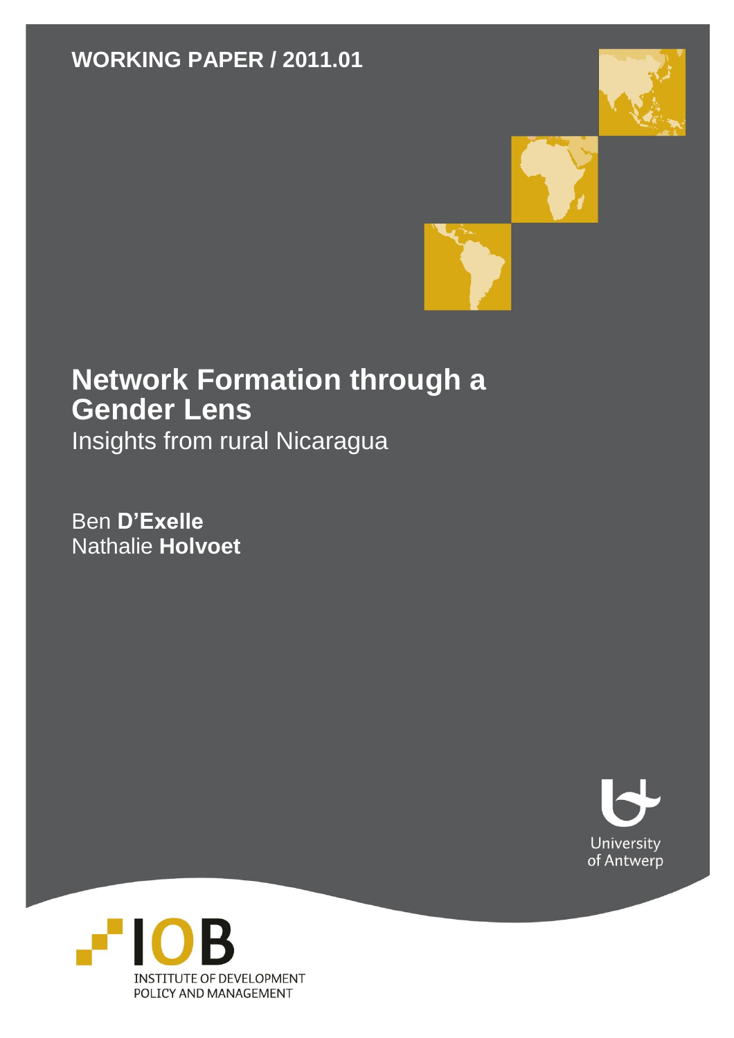**WORKING PAPER / 2011.01**

# Network Formation through a Gender Lens

## Insights from rural Nicaragua

Ben **D'Exelle**
Nathalie **Holvoet**

University of Antwerp

IOB
INSTITUTE OF DEVELOPMENT POLICY AND MANAGEMENT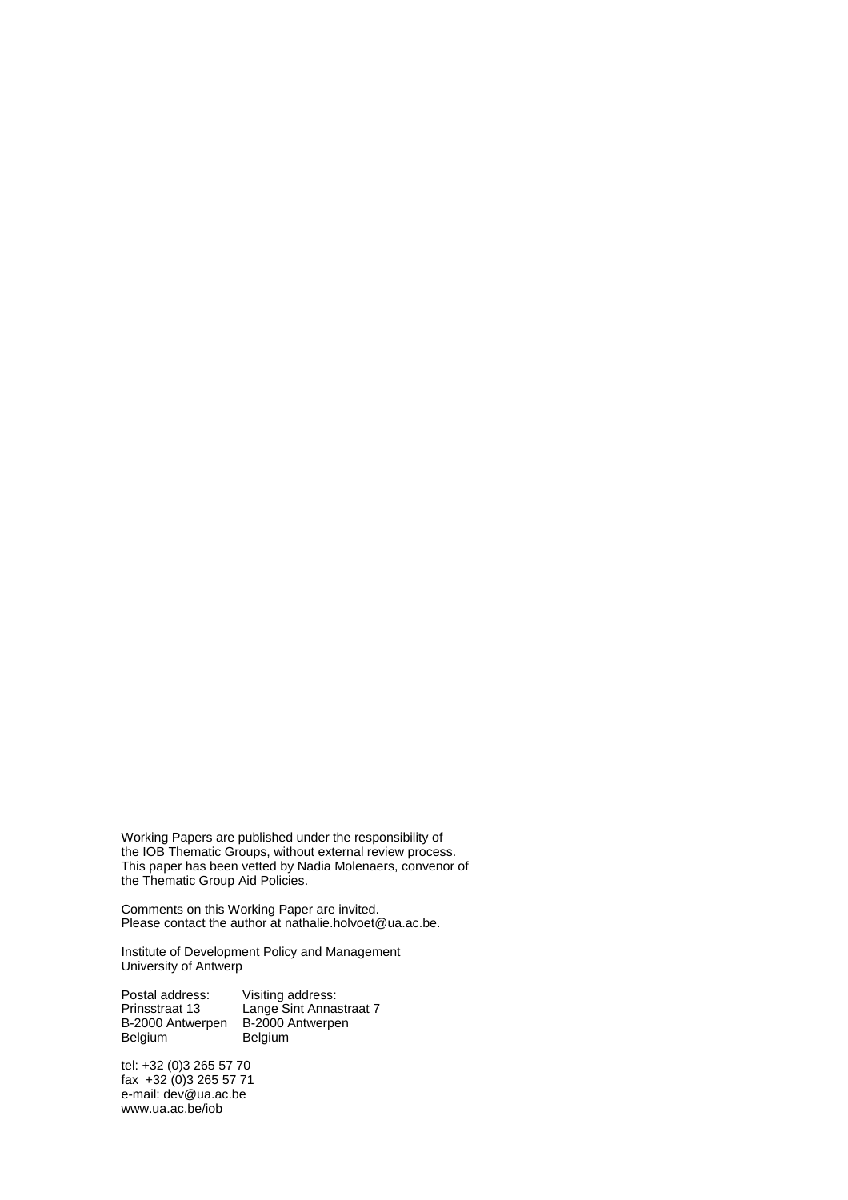Working Papers are published under the responsibility of the IOB Thematic Groups, without external review process. This paper has been vetted by Nadia Molenaers, convenor of the Thematic Group Aid Policies.

Comments on this Working Paper are invited.
Please contact the author at nathalie.holvoet@ua.ac.be.

Institute of Development Policy and Management
University of Antwerp

| Postal address: | Visiting address: |
|---|---|
| Prinsstraat 13 | Lange Sint Annastraat 7 |
| B-2000 Antwerpen | B-2000 Antwerpen |
| Belgium | Belgium |

tel: +32 (0)3 265 57 70
fax +32 (0)3 265 57 71
e-mail: dev@ua.ac.be
www.ua.ac.be/iob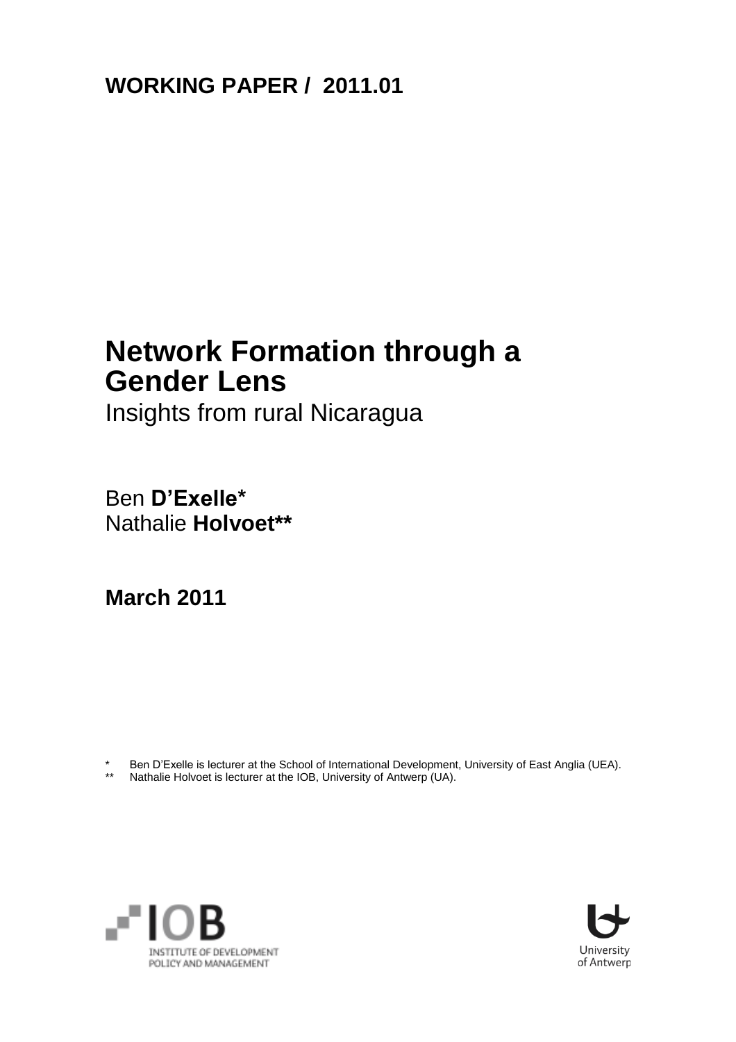**WORKING PAPER / 2011.01**

# Network Formation through a Gender Lens

Insights from rural Nicaragua

Ben **D'Exelle***
Nathalie **Holvoet****

**March 2011**

\* Ben D'Exelle is lecturer at the School of International Development, University of East Anglia (UEA).
\*\* Nathalie Holvoet is lecturer at the IOB, University of Antwerp (UA).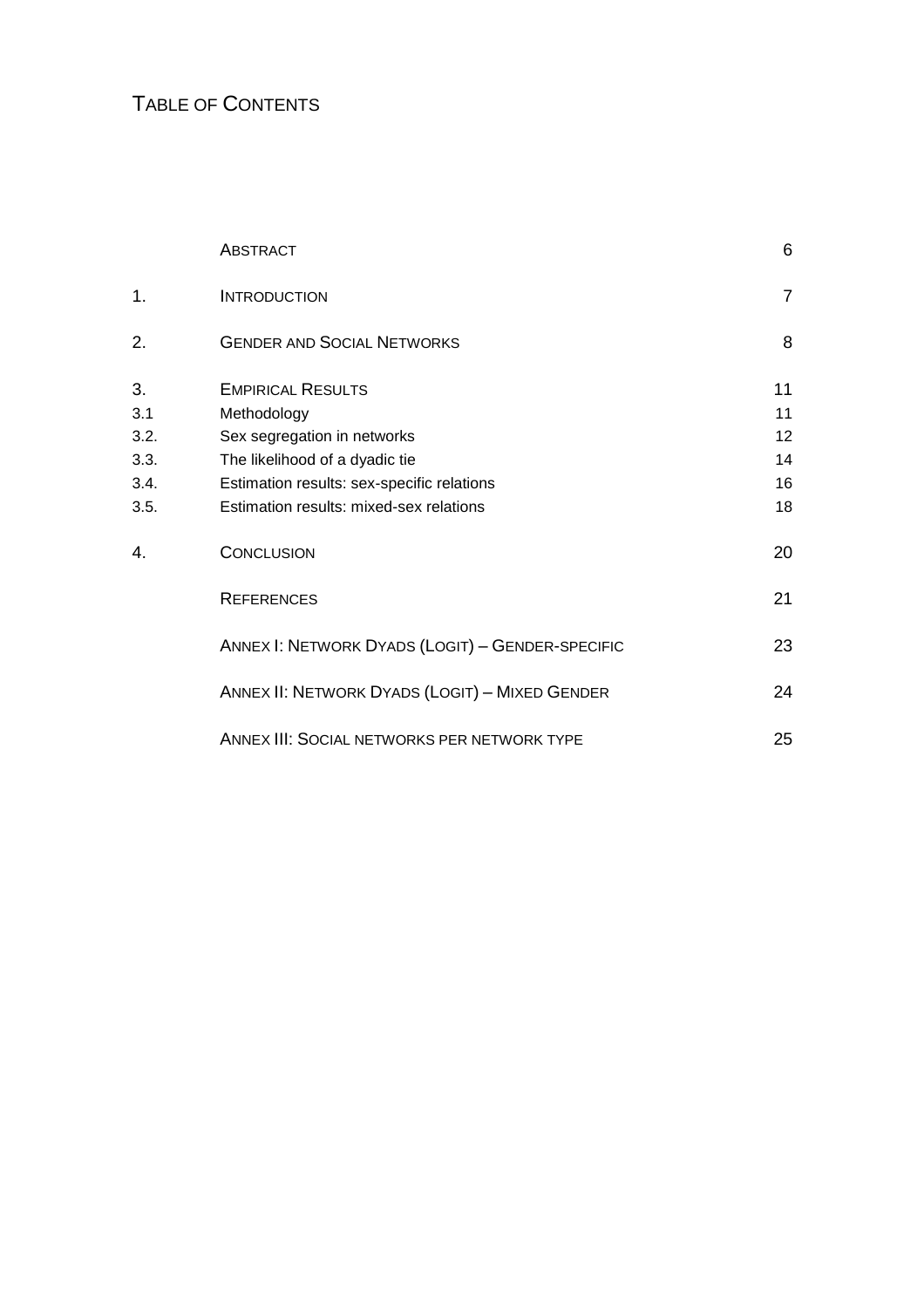# Table of Contents

| | | |
|---|---|---|
| | Abstract | 6 |
| 1. | Introduction | 7 |
| 2. | Gender and Social Networks | 8 |
| 3. | Empirical Results | 11 |
| 3.1 | Methodology | 11 |
| 3.2. | Sex segregation in networks | 12 |
| 3.3. | The likelihood of a dyadic tie | 14 |
| 3.4. | Estimation results: sex-specific relations | 16 |
| 3.5. | Estimation results: mixed-sex relations | 18 |
| 4. | Conclusion | 20 |
| | References | 21 |
| | Annex I: Network Dyads (Logit) – Gender-specific | 23 |
| | Annex II: Network Dyads (Logit) – Mixed Gender | 24 |
| | Annex III: Social networks per network type | 25 |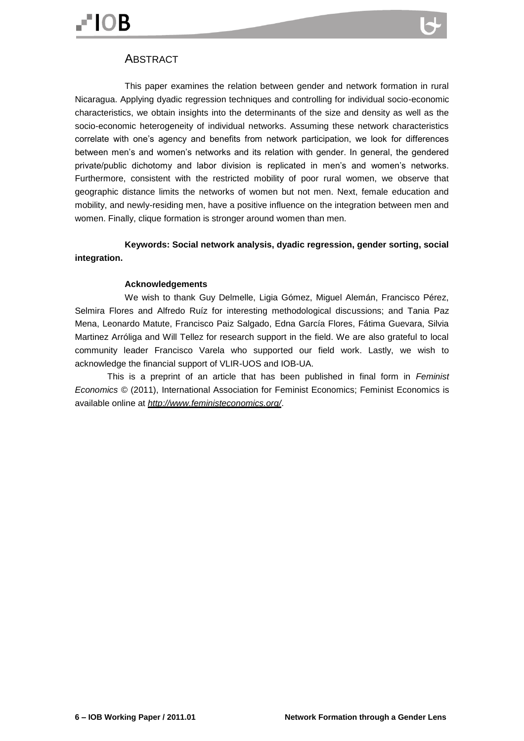## ABSTRACT

This paper examines the relation between gender and network formation in rural Nicaragua. Applying dyadic regression techniques and controlling for individual socio-economic characteristics, we obtain insights into the determinants of the size and density as well as the socio-economic heterogeneity of individual networks. Assuming these network characteristics correlate with one's agency and benefits from network participation, we look for differences between men's and women's networks and its relation with gender. In general, the gendered private/public dichotomy and labor division is replicated in men's and women's networks. Furthermore, consistent with the restricted mobility of poor rural women, we observe that geographic distance limits the networks of women but not men. Next, female education and mobility, and newly-residing men, have a positive influence on the integration between men and women. Finally, clique formation is stronger around women than men.

**Keywords: Social network analysis, dyadic regression, gender sorting, social integration.**

**Acknowledgements**

We wish to thank Guy Delmelle, Ligia Gómez, Miguel Alemán, Francisco Pérez, Selmira Flores and Alfredo Ruíz for interesting methodological discussions; and Tania Paz Mena, Leonardo Matute, Francisco Paiz Salgado, Edna García Flores, Fátima Guevara, Silvia Martinez Arróliga and Will Tellez for research support in the field. We are also grateful to local community leader Francisco Varela who supported our field work. Lastly, we wish to acknowledge the financial support of VLIR-UOS and IOB-UA.

This is a preprint of an article that has been published in final form in *Feminist Economics* © (2011), International Association for Feminist Economics; Feminist Economics is available online at *http://www.feministeconomics.org/*.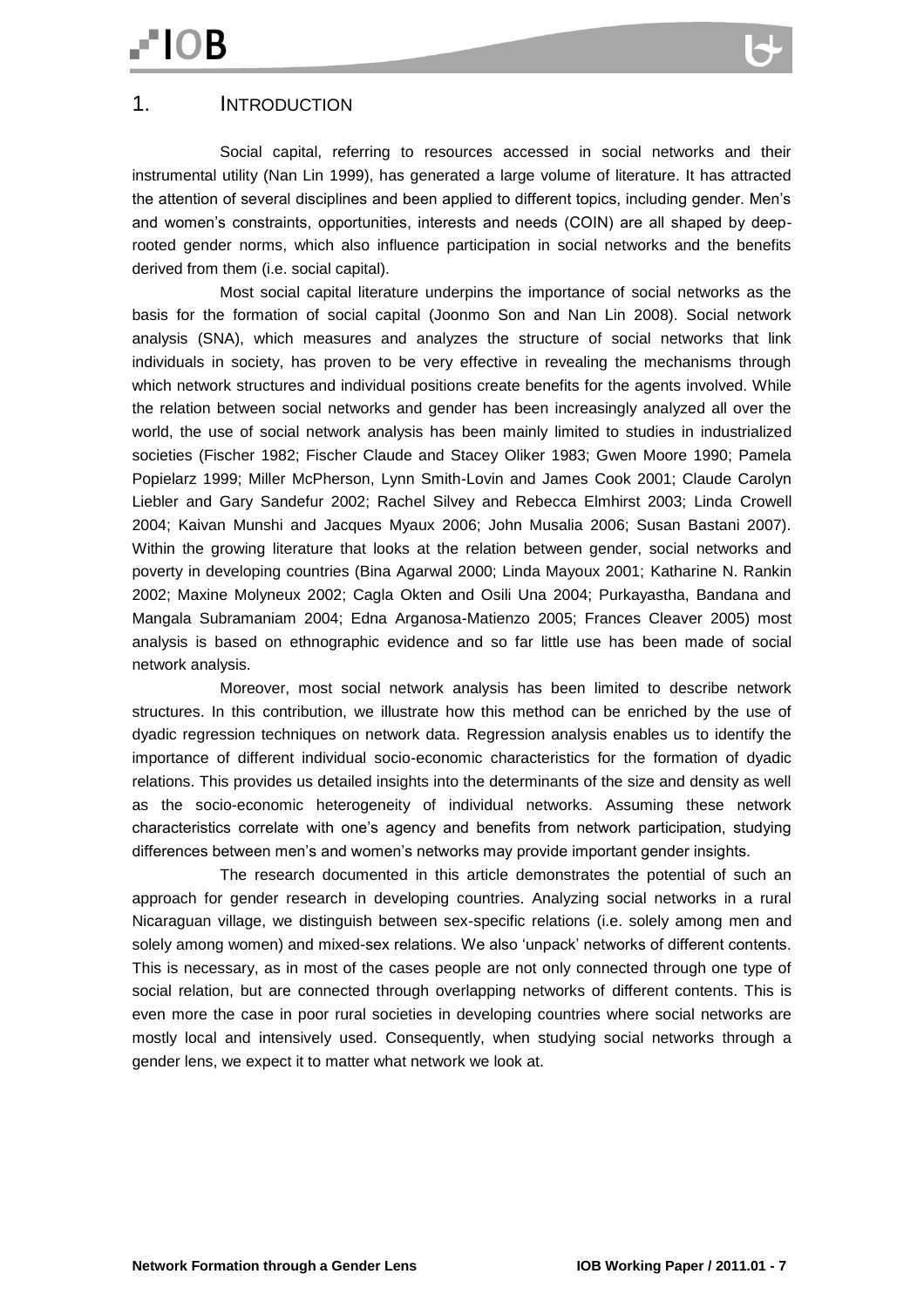# 1. INTRODUCTION

Social capital, referring to resources accessed in social networks and their instrumental utility (Nan Lin 1999), has generated a large volume of literature. It has attracted the attention of several disciplines and been applied to different topics, including gender. Men's and women's constraints, opportunities, interests and needs (COIN) are all shaped by deep-rooted gender norms, which also influence participation in social networks and the benefits derived from them (i.e. social capital).

Most social capital literature underpins the importance of social networks as the basis for the formation of social capital (Joonmo Son and Nan Lin 2008). Social network analysis (SNA), which measures and analyzes the structure of social networks that link individuals in society, has proven to be very effective in revealing the mechanisms through which network structures and individual positions create benefits for the agents involved. While the relation between social networks and gender has been increasingly analyzed all over the world, the use of social network analysis has been mainly limited to studies in industrialized societies (Fischer 1982; Fischer Claude and Stacey Oliker 1983; Gwen Moore 1990; Pamela Popielarz 1999; Miller McPherson, Lynn Smith-Lovin and James Cook 2001; Claude Carolyn Liebler and Gary Sandefur 2002; Rachel Silvey and Rebecca Elmhirst 2003; Linda Crowell 2004; Kaivan Munshi and Jacques Myaux 2006; John Musalia 2006; Susan Bastani 2007). Within the growing literature that looks at the relation between gender, social networks and poverty in developing countries (Bina Agarwal 2000; Linda Mayoux 2001; Katharine N. Rankin 2002; Maxine Molyneux 2002; Cagla Okten and Osili Una 2004; Purkayastha, Bandana and Mangala Subramaniam 2004; Edna Arganosa-Matienzo 2005; Frances Cleaver 2005) most analysis is based on ethnographic evidence and so far little use has been made of social network analysis.

Moreover, most social network analysis has been limited to describe network structures. In this contribution, we illustrate how this method can be enriched by the use of dyadic regression techniques on network data. Regression analysis enables us to identify the importance of different individual socio-economic characteristics for the formation of dyadic relations. This provides us detailed insights into the determinants of the size and density as well as the socio-economic heterogeneity of individual networks. Assuming these network characteristics correlate with one's agency and benefits from network participation, studying differences between men's and women's networks may provide important gender insights.

The research documented in this article demonstrates the potential of such an approach for gender research in developing countries. Analyzing social networks in a rural Nicaraguan village, we distinguish between sex-specific relations (i.e. solely among men and solely among women) and mixed-sex relations. We also 'unpack' networks of different contents. This is necessary, as in most of the cases people are not only connected through one type of social relation, but are connected through overlapping networks of different contents. This is even more the case in poor rural societies in developing countries where social networks are mostly local and intensively used. Consequently, when studying social networks through a gender lens, we expect it to matter what network we look at.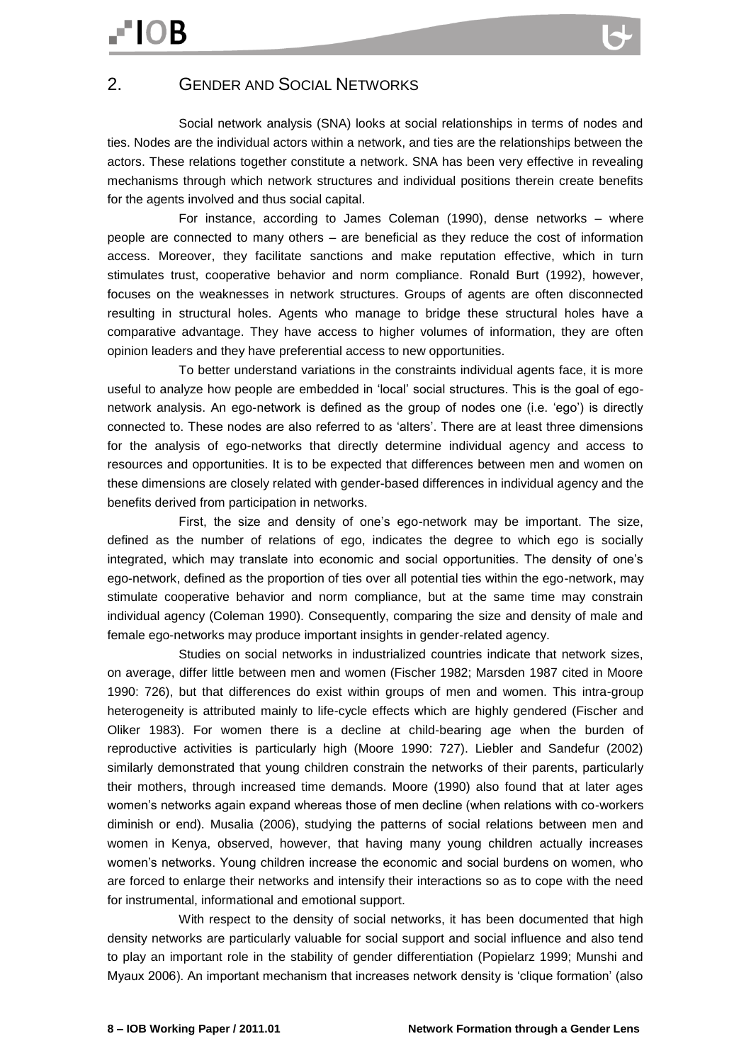## 2. Gender and Social Networks

Social network analysis (SNA) looks at social relationships in terms of nodes and ties. Nodes are the individual actors within a network, and ties are the relationships between the actors. These relations together constitute a network. SNA has been very effective in revealing mechanisms through which network structures and individual positions therein create benefits for the agents involved and thus social capital.

For instance, according to James Coleman (1990), dense networks – where people are connected to many others – are beneficial as they reduce the cost of information access. Moreover, they facilitate sanctions and make reputation effective, which in turn stimulates trust, cooperative behavior and norm compliance. Ronald Burt (1992), however, focuses on the weaknesses in network structures. Groups of agents are often disconnected resulting in structural holes. Agents who manage to bridge these structural holes have a comparative advantage. They have access to higher volumes of information, they are often opinion leaders and they have preferential access to new opportunities.

To better understand variations in the constraints individual agents face, it is more useful to analyze how people are embedded in 'local' social structures. This is the goal of ego-network analysis. An ego-network is defined as the group of nodes one (i.e. 'ego') is directly connected to. These nodes are also referred to as 'alters'. There are at least three dimensions for the analysis of ego-networks that directly determine individual agency and access to resources and opportunities. It is to be expected that differences between men and women on these dimensions are closely related with gender-based differences in individual agency and the benefits derived from participation in networks.

First, the size and density of one's ego-network may be important. The size, defined as the number of relations of ego, indicates the degree to which ego is socially integrated, which may translate into economic and social opportunities. The density of one's ego-network, defined as the proportion of ties over all potential ties within the ego-network, may stimulate cooperative behavior and norm compliance, but at the same time may constrain individual agency (Coleman 1990). Consequently, comparing the size and density of male and female ego-networks may produce important insights in gender-related agency.

Studies on social networks in industrialized countries indicate that network sizes, on average, differ little between men and women (Fischer 1982; Marsden 1987 cited in Moore 1990: 726), but that differences do exist within groups of men and women. This intra-group heterogeneity is attributed mainly to life-cycle effects which are highly gendered (Fischer and Oliker 1983). For women there is a decline at child-bearing age when the burden of reproductive activities is particularly high (Moore 1990: 727). Liebler and Sandefur (2002) similarly demonstrated that young children constrain the networks of their parents, particularly their mothers, through increased time demands. Moore (1990) also found that at later ages women's networks again expand whereas those of men decline (when relations with co-workers diminish or end). Musalia (2006), studying the patterns of social relations between men and women in Kenya, observed, however, that having many young children actually increases women's networks. Young children increase the economic and social burdens on women, who are forced to enlarge their networks and intensify their interactions so as to cope with the need for instrumental, informational and emotional support.

With respect to the density of social networks, it has been documented that high density networks are particularly valuable for social support and social influence and also tend to play an important role in the stability of gender differentiation (Popielarz 1999; Munshi and Myaux 2006). An important mechanism that increases network density is 'clique formation' (also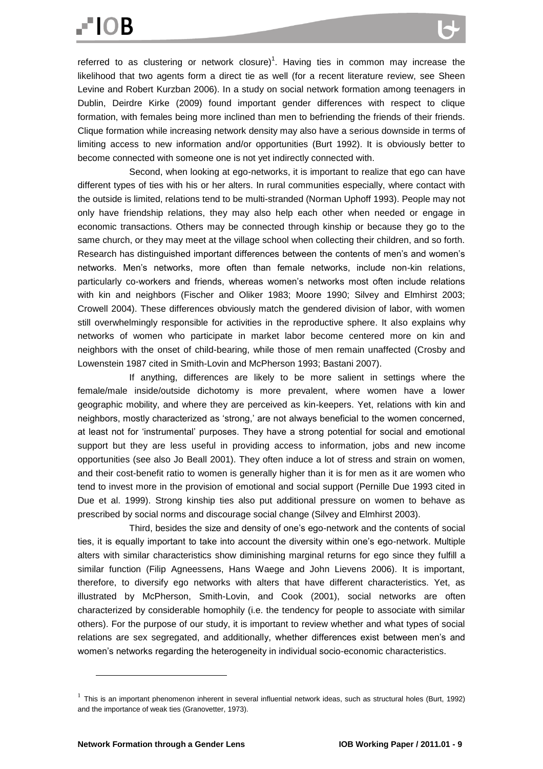referred to as clustering or network closure)[1]. Having ties in common may increase the likelihood that two agents form a direct tie as well (for a recent literature review, see Sheen Levine and Robert Kurzban 2006). In a study on social network formation among teenagers in Dublin, Deirdre Kirke (2009) found important gender differences with respect to clique formation, with females being more inclined than men to befriending the friends of their friends. Clique formation while increasing network density may also have a serious downside in terms of limiting access to new information and/or opportunities (Burt 1992). It is obviously better to become connected with someone one is not yet indirectly connected with.

Second, when looking at ego-networks, it is important to realize that ego can have different types of ties with his or her alters. In rural communities especially, where contact with the outside is limited, relations tend to be multi-stranded (Norman Uphoff 1993). People may not only have friendship relations, they may also help each other when needed or engage in economic transactions. Others may be connected through kinship or because they go to the same church, or they may meet at the village school when collecting their children, and so forth. Research has distinguished important differences between the contents of men's and women's networks. Men's networks, more often than female networks, include non-kin relations, particularly co-workers and friends, whereas women's networks most often include relations with kin and neighbors (Fischer and Oliker 1983; Moore 1990; Silvey and Elmhirst 2003; Crowell 2004). These differences obviously match the gendered division of labor, with women still overwhelmingly responsible for activities in the reproductive sphere. It also explains why networks of women who participate in market labor become centered more on kin and neighbors with the onset of child-bearing, while those of men remain unaffected (Crosby and Lowenstein 1987 cited in Smith-Lovin and McPherson 1993; Bastani 2007).

If anything, differences are likely to be more salient in settings where the female/male inside/outside dichotomy is more prevalent, where women have a lower geographic mobility, and where they are perceived as kin-keepers. Yet, relations with kin and neighbors, mostly characterized as 'strong,' are not always beneficial to the women concerned, at least not for 'instrumental' purposes. They have a strong potential for social and emotional support but they are less useful in providing access to information, jobs and new income opportunities (see also Jo Beall 2001). They often induce a lot of stress and strain on women, and their cost-benefit ratio to women is generally higher than it is for men as it are women who tend to invest more in the provision of emotional and social support (Pernille Due 1993 cited in Due et al. 1999). Strong kinship ties also put additional pressure on women to behave as prescribed by social norms and discourage social change (Silvey and Elmhirst 2003).

Third, besides the size and density of one's ego-network and the contents of social ties, it is equally important to take into account the diversity within one's ego-network. Multiple alters with similar characteristics show diminishing marginal returns for ego since they fulfill a similar function (Filip Agneessens, Hans Waege and John Lievens 2006). It is important, therefore, to diversify ego networks with alters that have different characteristics. Yet, as illustrated by McPherson, Smith-Lovin, and Cook (2001), social networks are often characterized by considerable homophily (i.e. the tendency for people to associate with similar others). For the purpose of our study, it is important to review whether and what types of social relations are sex segregated, and additionally, whether differences exist between men's and women's networks regarding the heterogeneity in individual socio-economic characteristics.

---

[1] This is an important phenomenon inherent in several influential network ideas, such as structural holes (Burt, 1992) and the importance of weak ties (Granovetter, 1973).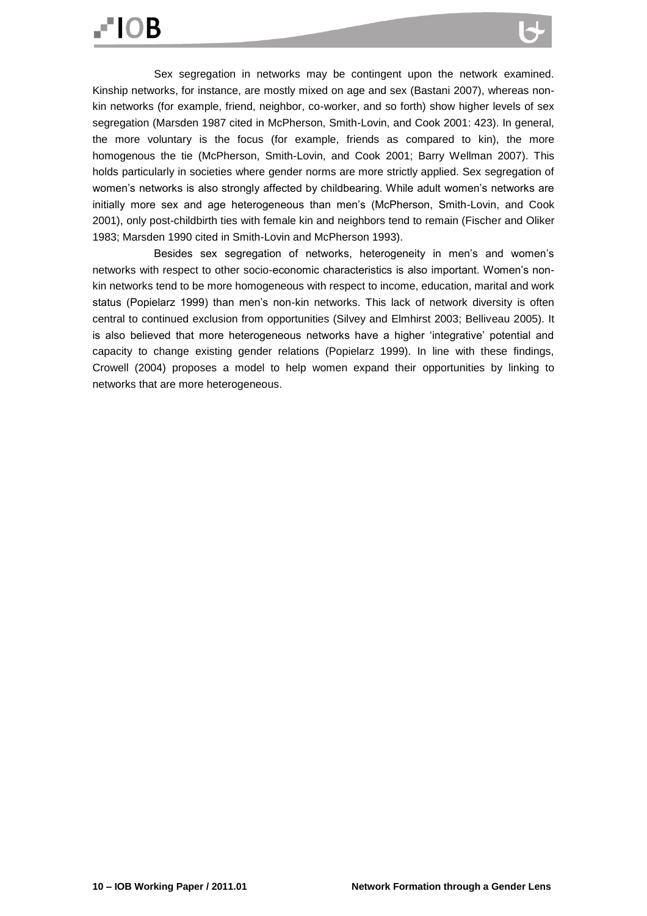Sex segregation in networks may be contingent upon the network examined. Kinship networks, for instance, are mostly mixed on age and sex (Bastani 2007), whereas non-kin networks (for example, friend, neighbor, co-worker, and so forth) show higher levels of sex segregation (Marsden 1987 cited in McPherson, Smith-Lovin, and Cook 2001: 423). In general, the more voluntary is the focus (for example, friends as compared to kin), the more homogenous the tie (McPherson, Smith-Lovin, and Cook 2001; Barry Wellman 2007). This holds particularly in societies where gender norms are more strictly applied. Sex segregation of women's networks is also strongly affected by childbearing. While adult women's networks are initially more sex and age heterogeneous than men's (McPherson, Smith-Lovin, and Cook 2001), only post-childbirth ties with female kin and neighbors tend to remain (Fischer and Oliker 1983; Marsden 1990 cited in Smith-Lovin and McPherson 1993).

Besides sex segregation of networks, heterogeneity in men's and women's networks with respect to other socio-economic characteristics is also important. Women's non-kin networks tend to be more homogeneous with respect to income, education, marital and work status (Popielarz 1999) than men's non-kin networks. This lack of network diversity is often central to continued exclusion from opportunities (Silvey and Elmhirst 2003; Belliveau 2005). It is also believed that more heterogeneous networks have a higher 'integrative' potential and capacity to change existing gender relations (Popielarz 1999). In line with these findings, Crowell (2004) proposes a model to help women expand their opportunities by linking to networks that are more heterogeneous.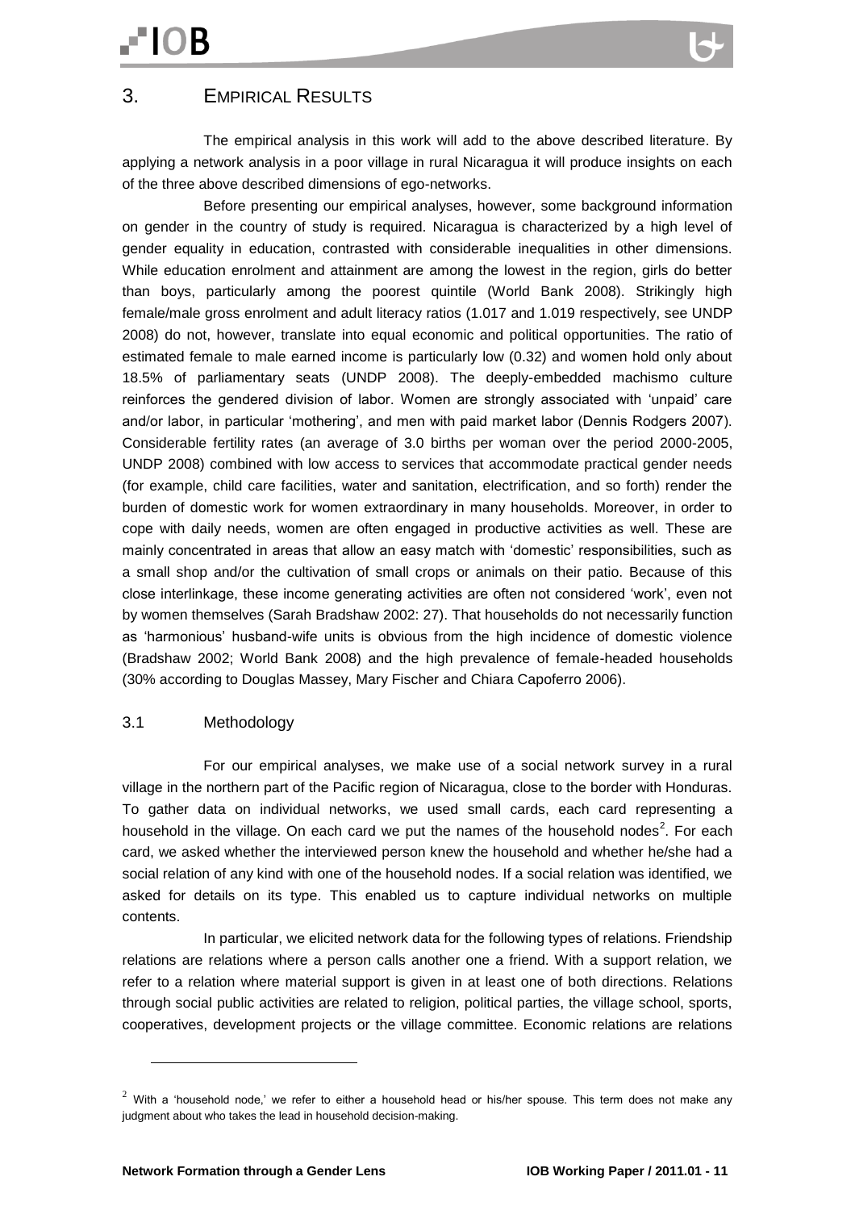## 3. Empirical Results

The empirical analysis in this work will add to the above described literature. By applying a network analysis in a poor village in rural Nicaragua it will produce insights on each of the three above described dimensions of ego-networks.

Before presenting our empirical analyses, however, some background information on gender in the country of study is required. Nicaragua is characterized by a high level of gender equality in education, contrasted with considerable inequalities in other dimensions. While education enrolment and attainment are among the lowest in the region, girls do better than boys, particularly among the poorest quintile (World Bank 2008). Strikingly high female/male gross enrolment and adult literacy ratios (1.017 and 1.019 respectively, see UNDP 2008) do not, however, translate into equal economic and political opportunities. The ratio of estimated female to male earned income is particularly low (0.32) and women hold only about 18.5% of parliamentary seats (UNDP 2008). The deeply-embedded machismo culture reinforces the gendered division of labor. Women are strongly associated with 'unpaid' care and/or labor, in particular 'mothering', and men with paid market labor (Dennis Rodgers 2007). Considerable fertility rates (an average of 3.0 births per woman over the period 2000-2005, UNDP 2008) combined with low access to services that accommodate practical gender needs (for example, child care facilities, water and sanitation, electrification, and so forth) render the burden of domestic work for women extraordinary in many households. Moreover, in order to cope with daily needs, women are often engaged in productive activities as well. These are mainly concentrated in areas that allow an easy match with 'domestic' responsibilities, such as a small shop and/or the cultivation of small crops or animals on their patio. Because of this close interlinkage, these income generating activities are often not considered 'work', even not by women themselves (Sarah Bradshaw 2002: 27). That households do not necessarily function as 'harmonious' husband-wife units is obvious from the high incidence of domestic violence (Bradshaw 2002; World Bank 2008) and the high prevalence of female-headed households (30% according to Douglas Massey, Mary Fischer and Chiara Capoferro 2006).

### 3.1 Methodology

For our empirical analyses, we make use of a social network survey in a rural village in the northern part of the Pacific region of Nicaragua, close to the border with Honduras. To gather data on individual networks, we used small cards, each card representing a household in the village. On each card we put the names of the household nodes[2]. For each card, we asked whether the interviewed person knew the household and whether he/she had a social relation of any kind with one of the household nodes. If a social relation was identified, we asked for details on its type. This enabled us to capture individual networks on multiple contents.

In particular, we elicited network data for the following types of relations. Friendship relations are relations where a person calls another one a friend. With a support relation, we refer to a relation where material support is given in at least one of both directions. Relations through social public activities are related to religion, political parties, the village school, sports, cooperatives, development projects or the village committee. Economic relations are relations

[2] With a 'household node,' we refer to either a household head or his/her spouse. This term does not make any judgment about who takes the lead in household decision-making.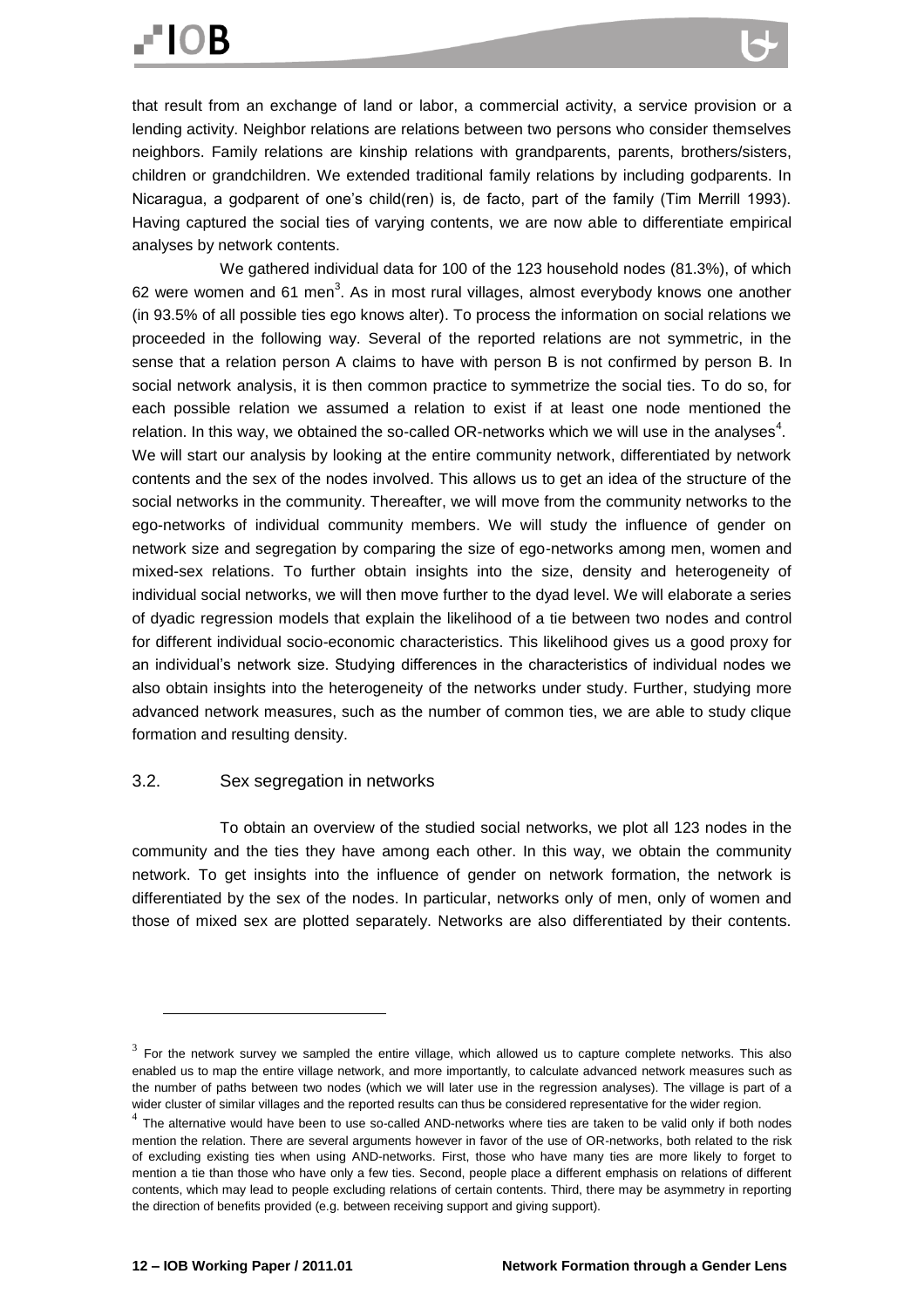that result from an exchange of land or labor, a commercial activity, a service provision or a lending activity. Neighbor relations are relations between two persons who consider themselves neighbors. Family relations are kinship relations with grandparents, parents, brothers/sisters, children or grandchildren. We extended traditional family relations by including godparents. In Nicaragua, a godparent of one's child(ren) is, de facto, part of the family (Tim Merrill 1993). Having captured the social ties of varying contents, we are now able to differentiate empirical analyses by network contents.

We gathered individual data for 100 of the 123 household nodes (81.3%), of which 62 were women and 61 men[3]. As in most rural villages, almost everybody knows one another (in 93.5% of all possible ties ego knows alter). To process the information on social relations we proceeded in the following way. Several of the reported relations are not symmetric, in the sense that a relation person A claims to have with person B is not confirmed by person B. In social network analysis, it is then common practice to symmetrize the social ties. To do so, for each possible relation we assumed a relation to exist if at least one node mentioned the relation. In this way, we obtained the so-called OR-networks which we will use in the analyses[4]. We will start our analysis by looking at the entire community network, differentiated by network contents and the sex of the nodes involved. This allows us to get an idea of the structure of the social networks in the community. Thereafter, we will move from the community networks to the ego-networks of individual community members. We will study the influence of gender on network size and segregation by comparing the size of ego-networks among men, women and mixed-sex relations. To further obtain insights into the size, density and heterogeneity of individual social networks, we will then move further to the dyad level. We will elaborate a series of dyadic regression models that explain the likelihood of a tie between two nodes and control for different individual socio-economic characteristics. This likelihood gives us a good proxy for an individual's network size. Studying differences in the characteristics of individual nodes we also obtain insights into the heterogeneity of the networks under study. Further, studying more advanced network measures, such as the number of common ties, we are able to study clique formation and resulting density.

### 3.2. Sex segregation in networks

To obtain an overview of the studied social networks, we plot all 123 nodes in the community and the ties they have among each other. In this way, we obtain the community network. To get insights into the influence of gender on network formation, the network is differentiated by the sex of the nodes. In particular, networks only of men, only of women and those of mixed sex are plotted separately. Networks are also differentiated by their contents.

---

[3] For the network survey we sampled the entire village, which allowed us to capture complete networks. This also enabled us to map the entire village network, and more importantly, to calculate advanced network measures such as the number of paths between two nodes (which we will later use in the regression analyses). The village is part of a wider cluster of similar villages and the reported results can thus be considered representative for the wider region.

[4] The alternative would have been to use so-called AND-networks where ties are taken to be valid only if both nodes mention the relation. There are several arguments however in favor of the use of OR-networks, both related to the risk of excluding existing ties when using AND-networks. First, those who have many ties are more likely to forget to mention a tie than those who have only a few ties. Second, people place a different emphasis on relations of different contents, which may lead to people excluding relations of certain contents. Third, there may be asymmetry in reporting the direction of benefits provided (e.g. between receiving support and giving support).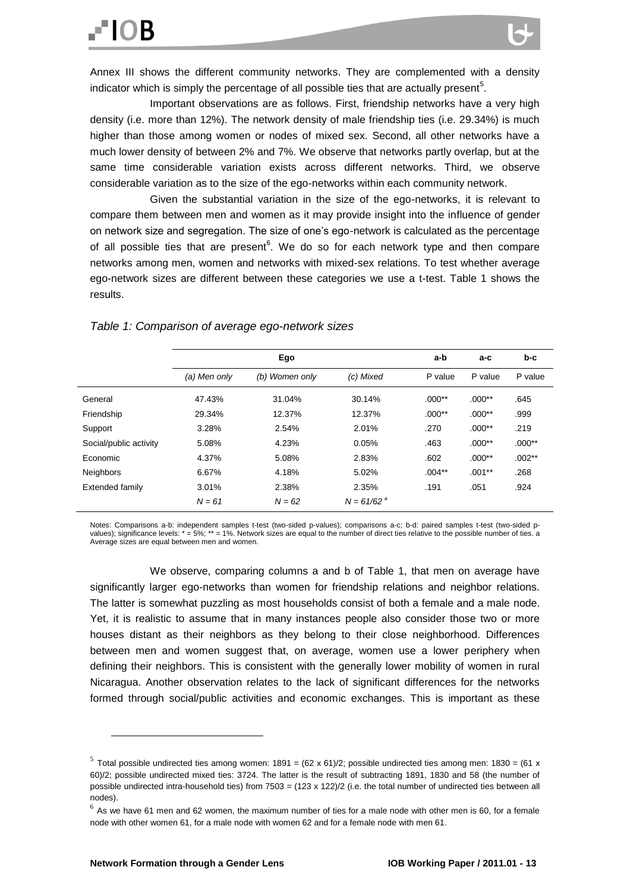Annex III shows the different community networks. They are complemented with a density indicator which is simply the percentage of all possible ties that are actually present[5].

Important observations are as follows. First, friendship networks have a very high density (i.e. more than 12%). The network density of male friendship ties (i.e. 29.34%) is much higher than those among women or nodes of mixed sex. Second, all other networks have a much lower density of between 2% and 7%. We observe that networks partly overlap, but at the same time considerable variation exists across different networks. Third, we observe considerable variation as to the size of the ego-networks within each community network.

Given the substantial variation in the size of the ego-networks, it is relevant to compare them between men and women as it may provide insight into the influence of gender on network size and segregation. The size of one's ego-network is calculated as the percentage of all possible ties that are present[6]. We do so for each network type and then compare networks among men, women and networks with mixed-sex relations. To test whether average ego-network sizes are different between these categories we use a t-test. Table 1 shows the results.

*Table 1: Comparison of average ego-network sizes*

| | Ego | | | a-b | a-c | b-c |
|---|---|---|---|---|---|---|
| | *(a) Men only* | *(b) Women only* | *(c) Mixed* | P value | P value | P value |
| General | 47.43% | 31.04% | 30.14% | .000** | .000** | .645 |
| Friendship | 29.34% | 12.37% | 12.37% | .000** | .000** | .999 |
| Support | 3.28% | 2.54% | 2.01% | .270 | .000** | .219 |
| Social/public activity | 5.08% | 4.23% | 0.05% | .463 | .000** | .000** |
| Economic | 4.37% | 5.08% | 2.83% | .602 | .000** | .002** |
| Neighbors | 6.67% | 4.18% | 5.02% | .004** | .001** | .268 |
| Extended family | 3.01% | 2.38% | 2.35% | .191 | .051 | .924 |
| | *N = 61* | *N = 62* | *N = 61/62* [a] | | | |

Notes: Comparisons a-b: independent samples t-test (two-sided p-values); comparisons a-c; b-d: paired samples t-test (two-sided p-values); significance levels: * = 5%; ** = 1%. Network sizes are equal to the number of direct ties relative to the possible number of ties. a Average sizes are equal between men and women.

We observe, comparing columns a and b of Table 1, that men on average have significantly larger ego-networks than women for friendship relations and neighbor relations. The latter is somewhat puzzling as most households consist of both a female and a male node. Yet, it is realistic to assume that in many instances people also consider those two or more houses distant as their neighbors as they belong to their close neighborhood. Differences between men and women suggest that, on average, women use a lower periphery when defining their neighbors. This is consistent with the generally lower mobility of women in rural Nicaragua. Another observation relates to the lack of significant differences for the networks formed through social/public activities and economic exchanges. This is important as these

[5] Total possible undirected ties among women: 1891 = (62 x 61)/2; possible undirected ties among men: 1830 = (61 x 60)/2; possible undirected mixed ties: 3724. The latter is the result of subtracting 1891, 1830 and 58 (the number of possible undirected intra-household ties) from 7503 = (123 x 122)/2 (i.e. the total number of undirected ties between all nodes).

[6] As we have 61 men and 62 women, the maximum number of ties for a male node with other men is 60, for a female node with other women 61, for a male node with women 62 and for a female node with men 61.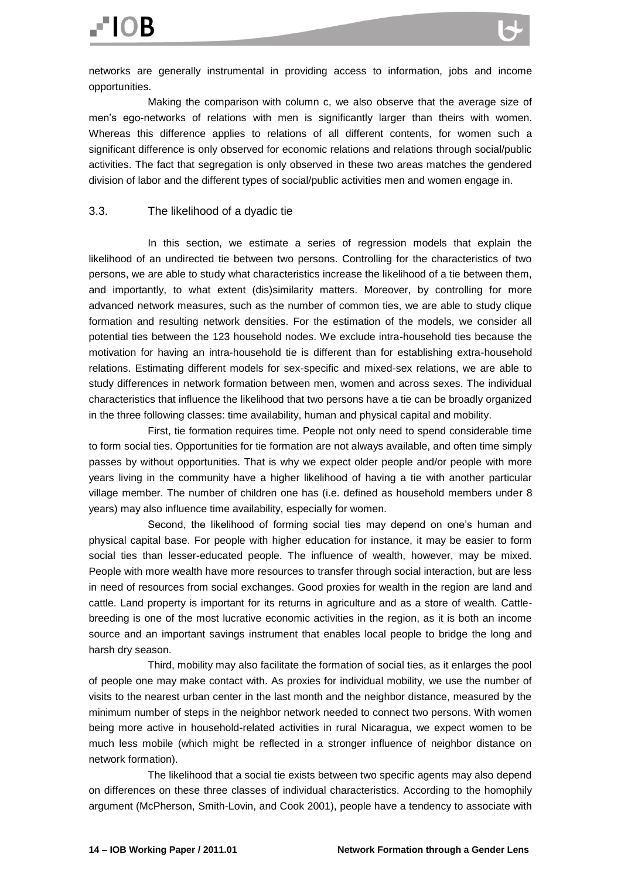networks are generally instrumental in providing access to information, jobs and income opportunities.

Making the comparison with column c, we also observe that the average size of men's ego-networks of relations with men is significantly larger than theirs with women. Whereas this difference applies to relations of all different contents, for women such a significant difference is only observed for economic relations and relations through social/public activities. The fact that segregation is only observed in these two areas matches the gendered division of labor and the different types of social/public activities men and women engage in.

### 3.3. The likelihood of a dyadic tie

In this section, we estimate a series of regression models that explain the likelihood of an undirected tie between two persons. Controlling for the characteristics of two persons, we are able to study what characteristics increase the likelihood of a tie between them, and importantly, to what extent (dis)similarity matters. Moreover, by controlling for more advanced network measures, such as the number of common ties, we are able to study clique formation and resulting network densities. For the estimation of the models, we consider all potential ties between the 123 household nodes. We exclude intra-household ties because the motivation for having an intra-household tie is different than for establishing extra-household relations. Estimating different models for sex-specific and mixed-sex relations, we are able to study differences in network formation between men, women and across sexes. The individual characteristics that influence the likelihood that two persons have a tie can be broadly organized in the three following classes: time availability, human and physical capital and mobility.

First, tie formation requires time. People not only need to spend considerable time to form social ties. Opportunities for tie formation are not always available, and often time simply passes by without opportunities. That is why we expect older people and/or people with more years living in the community have a higher likelihood of having a tie with another particular village member. The number of children one has (i.e. defined as household members under 8 years) may also influence time availability, especially for women.

Second, the likelihood of forming social ties may depend on one's human and physical capital base. For people with higher education for instance, it may be easier to form social ties than lesser-educated people. The influence of wealth, however, may be mixed. People with more wealth have more resources to transfer through social interaction, but are less in need of resources from social exchanges. Good proxies for wealth in the region are land and cattle. Land property is important for its returns in agriculture and as a store of wealth. Cattle-breeding is one of the most lucrative economic activities in the region, as it is both an income source and an important savings instrument that enables local people to bridge the long and harsh dry season.

Third, mobility may also facilitate the formation of social ties, as it enlarges the pool of people one may make contact with. As proxies for individual mobility, we use the number of visits to the nearest urban center in the last month and the neighbor distance, measured by the minimum number of steps in the neighbor network needed to connect two persons. With women being more active in household-related activities in rural Nicaragua, we expect women to be much less mobile (which might be reflected in a stronger influence of neighbor distance on network formation).

The likelihood that a social tie exists between two specific agents may also depend on differences on these three classes of individual characteristics. According to the homophily argument (McPherson, Smith-Lovin, and Cook 2001), people have a tendency to associate with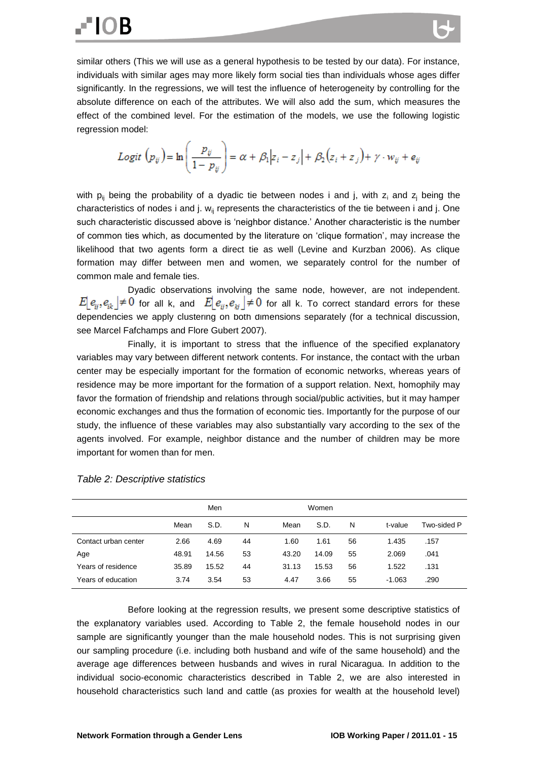similar others (This we will use as a general hypothesis to be tested by our data). For instance, individuals with similar ages may more likely form social ties than individuals whose ages differ significantly. In the regressions, we will test the influence of heterogeneity by controlling for the absolute difference on each of the attributes. We will also add the sum, which measures the effect of the combined level. For the estimation of the models, we use the following logistic regression model:

$$Logit\ (p_{ij}) = \ln\left(\frac{p_{ij}}{1-p_{ij}}\right) = \alpha + \beta_1\left|z_i - z_j\right| + \beta_2\left(z_i + z_j\right) + \gamma \cdot w_{ij} + e_{ij}$$

with $p_{ij}$ being the probability of a dyadic tie between nodes i and j, with $z_i$ and $z_j$ being the characteristics of nodes i and j. $w_{ij}$ represents the characteristics of the tie between i and j. One such characteristic discussed above is 'neighbor distance.' Another characteristic is the number of common ties which, as documented by the literature on 'clique formation', may increase the likelihood that two agents form a direct tie as well (Levine and Kurzban 2006). As clique formation may differ between men and women, we separately control for the number of common male and female ties.

Dyadic observations involving the same node, however, are not independent. $E\left[e_{ij}, e_{ik}\right] \neq 0$ for all k, and $E\left[e_{ij}, e_{kj}\right] \neq 0$ for all k. To correct standard errors for these dependencies we apply clustering on both dimensions separately (for a technical discussion, see Marcel Fafchamps and Flore Gubert 2007).

Finally, it is important to stress that the influence of the specified explanatory variables may vary between different network contents. For instance, the contact with the urban center may be especially important for the formation of economic networks, whereas years of residence may be more important for the formation of a support relation. Next, homophily may favor the formation of friendship and relations through social/public activities, but it may hamper economic exchanges and thus the formation of economic ties. Importantly for the purpose of our study, the influence of these variables may also substantially vary according to the sex of the agents involved. For example, neighbor distance and the number of children may be more important for women than for men.

*Table 2: Descriptive statistics*

| | Men | | | Women | | | | |
|---|---|---|---|---|---|---|---|---|
| | Mean | S.D. | N | Mean | S.D. | N | t-value | Two-sided P |
| Contact urban center | 2.66 | 4.69 | 44 | 1.60 | 1.61 | 56 | 1.435 | .157 |
| Age | 48.91 | 14.56 | 53 | 43.20 | 14.09 | 55 | 2.069 | .041 |
| Years of residence | 35.89 | 15.52 | 44 | 31.13 | 15.53 | 56 | 1.522 | .131 |
| Years of education | 3.74 | 3.54 | 53 | 4.47 | 3.66 | 55 | -1.063 | .290 |

Before looking at the regression results, we present some descriptive statistics of the explanatory variables used. According to Table 2, the female household nodes in our sample are significantly younger than the male household nodes. This is not surprising given our sampling procedure (i.e. including both husband and wife of the same household) and the average age differences between husbands and wives in rural Nicaragua. In addition to the individual socio-economic characteristics described in Table 2, we are also interested in household characteristics such land and cattle (as proxies for wealth at the household level)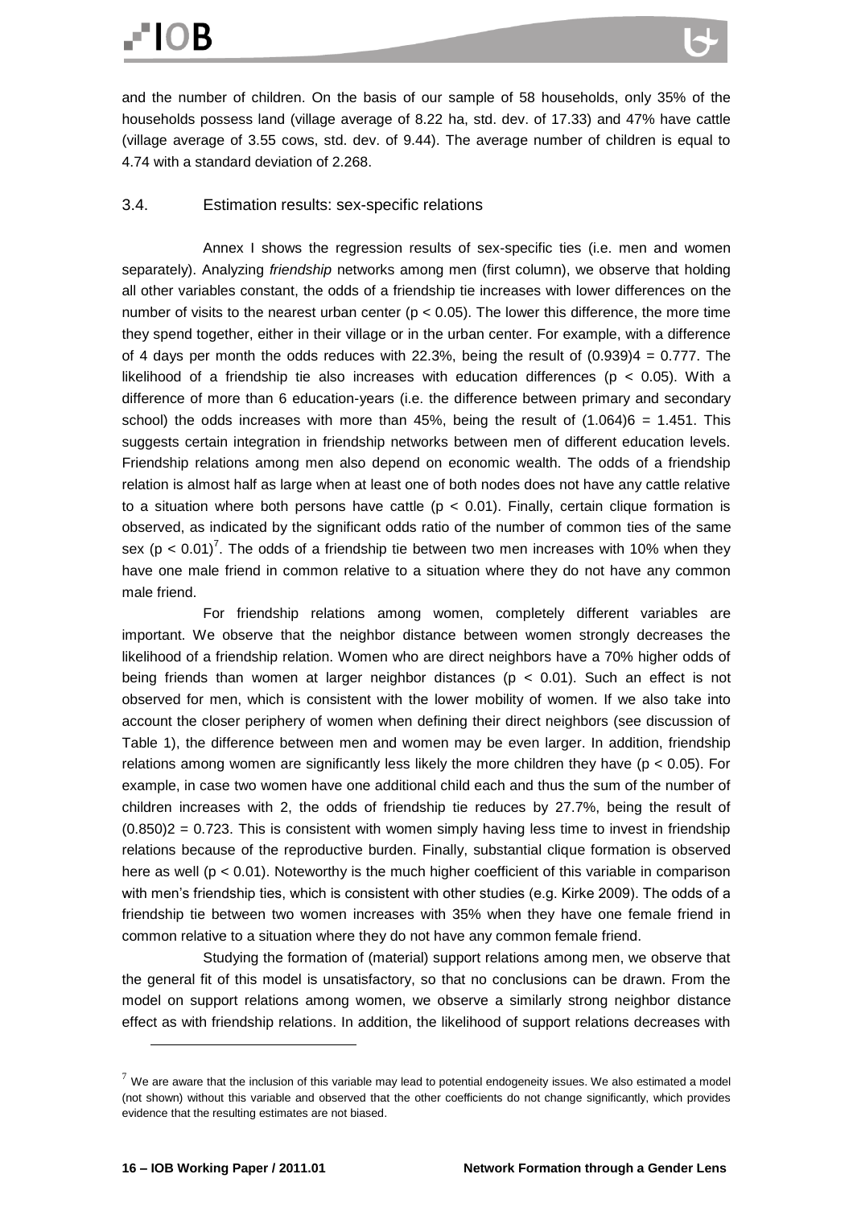and the number of children. On the basis of our sample of 58 households, only 35% of the households possess land (village average of 8.22 ha, std. dev. of 17.33) and 47% have cattle (village average of 3.55 cows, std. dev. of 9.44). The average number of children is equal to 4.74 with a standard deviation of 2.268.

### 3.4. Estimation results: sex-specific relations

Annex I shows the regression results of sex-specific ties (i.e. men and women separately). Analyzing *friendship* networks among men (first column), we observe that holding all other variables constant, the odds of a friendship tie increases with lower differences on the number of visits to the nearest urban center ($p < 0.05$). The lower this difference, the more time they spend together, either in their village or in the urban center. For example, with a difference of 4 days per month the odds reduces with 22.3%, being the result of $(0.939)^4 = 0.777$. The likelihood of a friendship tie also increases with education differences ($p < 0.05$). With a difference of more than 6 education-years (i.e. the difference between primary and secondary school) the odds increases with more than 45%, being the result of $(1.064)^6 = 1.451$. This suggests certain integration in friendship networks between men of different education levels. Friendship relations among men also depend on economic wealth. The odds of a friendship relation is almost half as large when at least one of both nodes does not have any cattle relative to a situation where both persons have cattle ($p < 0.01$). Finally, certain clique formation is observed, as indicated by the significant odds ratio of the number of common ties of the same sex ($p < 0.01$)[7]. The odds of a friendship tie between two men increases with 10% when they have one male friend in common relative to a situation where they do not have any common male friend.

For friendship relations among women, completely different variables are important. We observe that the neighbor distance between women strongly decreases the likelihood of a friendship relation. Women who are direct neighbors have a 70% higher odds of being friends than women at larger neighbor distances ($p < 0.01$). Such an effect is not observed for men, which is consistent with the lower mobility of women. If we also take into account the closer periphery of women when defining their direct neighbors (see discussion of Table 1), the difference between men and women may be even larger. In addition, friendship relations among women are significantly less likely the more children they have ($p < 0.05$). For example, in case two women have one additional child each and thus the sum of the number of children increases with 2, the odds of friendship tie reduces by 27.7%, being the result of $(0.850)^2 = 0.723$. This is consistent with women simply having less time to invest in friendship relations because of the reproductive burden. Finally, substantial clique formation is observed here as well ($p < 0.01$). Noteworthy is the much higher coefficient of this variable in comparison with men's friendship ties, which is consistent with other studies (e.g. Kirke 2009). The odds of a friendship tie between two women increases with 35% when they have one female friend in common relative to a situation where they do not have any common female friend.

Studying the formation of (material) support relations among men, we observe that the general fit of this model is unsatisfactory, so that no conclusions can be drawn. From the model on support relations among women, we observe a similarly strong neighbor distance effect as with friendship relations. In addition, the likelihood of support relations decreases with

[7] We are aware that the inclusion of this variable may lead to potential endogeneity issues. We also estimated a model (not shown) without this variable and observed that the other coefficients do not change significantly, which provides evidence that the resulting estimates are not biased.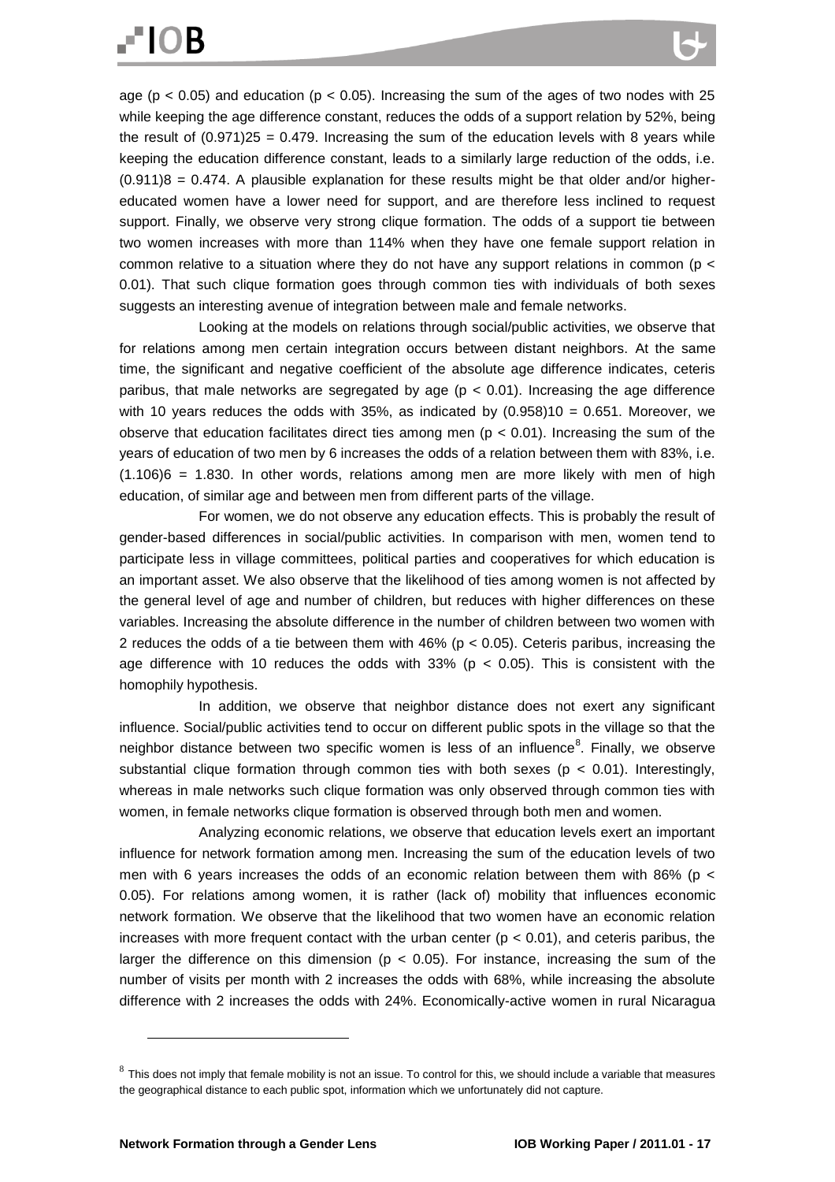age ($p < 0.05$) and education ($p < 0.05$). Increasing the sum of the ages of two nodes with 25 while keeping the age difference constant, reduces the odds of a support relation by 52%, being the result of $(0.971)^{25} = 0.479$. Increasing the sum of the education levels with 8 years while keeping the education difference constant, leads to a similarly large reduction of the odds, i.e. $(0.911)^{8} = 0.474$. A plausible explanation for these results might be that older and/or higher-educated women have a lower need for support, and are therefore less inclined to request support. Finally, we observe very strong clique formation. The odds of a support tie between two women increases with more than 114% when they have one female support relation in common relative to a situation where they do not have any support relations in common ($p < 0.01$). That such clique formation goes through common ties with individuals of both sexes suggests an interesting avenue of integration between male and female networks.

Looking at the models on relations through social/public activities, we observe that for relations among men certain integration occurs between distant neighbors. At the same time, the significant and negative coefficient of the absolute age difference indicates, ceteris paribus, that male networks are segregated by age ($p < 0.01$). Increasing the age difference with 10 years reduces the odds with 35%, as indicated by $(0.958)^{10} = 0.651$. Moreover, we observe that education facilitates direct ties among men ($p < 0.01$). Increasing the sum of the years of education of two men by 6 increases the odds of a relation between them with 83%, i.e. $(1.106)^{6} = 1.830$. In other words, relations among men are more likely with men of high education, of similar age and between men from different parts of the village.

For women, we do not observe any education effects. This is probably the result of gender-based differences in social/public activities. In comparison with men, women tend to participate less in village committees, political parties and cooperatives for which education is an important asset. We also observe that the likelihood of ties among women is not affected by the general level of age and number of children, but reduces with higher differences on these variables. Increasing the absolute difference in the number of children between two women with 2 reduces the odds of a tie between them with 46% ($p < 0.05$). Ceteris paribus, increasing the age difference with 10 reduces the odds with 33% ($p < 0.05$). This is consistent with the homophily hypothesis.

In addition, we observe that neighbor distance does not exert any significant influence. Social/public activities tend to occur on different public spots in the village so that the neighbor distance between two specific women is less of an influence[8]. Finally, we observe substantial clique formation through common ties with both sexes ($p < 0.01$). Interestingly, whereas in male networks such clique formation was only observed through common ties with women, in female networks clique formation is observed through both men and women.

Analyzing economic relations, we observe that education levels exert an important influence for network formation among men. Increasing the sum of the education levels of two men with 6 years increases the odds of an economic relation between them with 86% ($p < 0.05$). For relations among women, it is rather (lack of) mobility that influences economic network formation. We observe that the likelihood that two women have an economic relation increases with more frequent contact with the urban center ($p < 0.01$), and ceteris paribus, the larger the difference on this dimension ($p < 0.05$). For instance, increasing the sum of the number of visits per month with 2 increases the odds with 68%, while increasing the absolute difference with 2 increases the odds with 24%. Economically-active women in rural Nicaragua

[8] This does not imply that female mobility is not an issue. To control for this, we should include a variable that measures the geographical distance to each public spot, information which we unfortunately did not capture.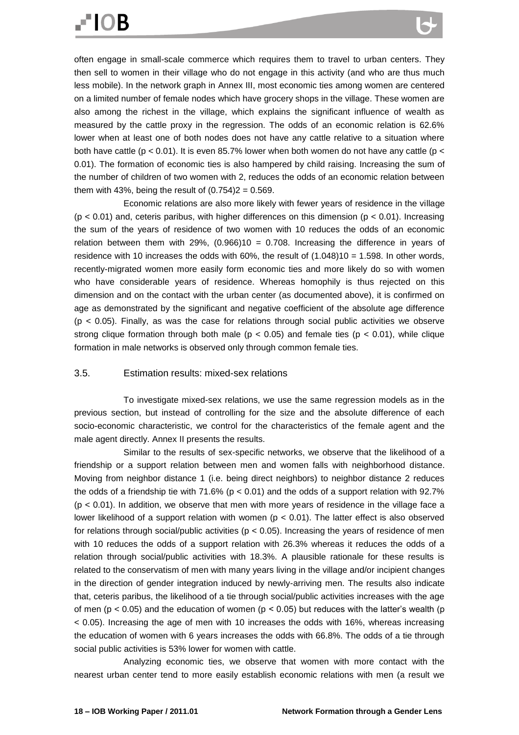often engage in small-scale commerce which requires them to travel to urban centers. They then sell to women in their village who do not engage in this activity (and who are thus much less mobile). In the network graph in Annex III, most economic ties among women are centered on a limited number of female nodes which have grocery shops in the village. These women are also among the richest in the village, which explains the significant influence of wealth as measured by the cattle proxy in the regression. The odds of an economic relation is 62.6% lower when at least one of both nodes does not have any cattle relative to a situation where both have cattle ($p < 0.01$). It is even 85.7% lower when both women do not have any cattle ($p < 0.01$). The formation of economic ties is also hampered by child raising. Increasing the sum of the number of children of two women with 2, reduces the odds of an economic relation between them with 43%, being the result of $(0.754)^2 = 0.569$.

Economic relations are also more likely with fewer years of residence in the village ($p < 0.01$) and, ceteris paribus, with higher differences on this dimension ($p < 0.01$). Increasing the sum of the years of residence of two women with 10 reduces the odds of an economic relation between them with 29%, $(0.966)^{10} = 0.708$. Increasing the difference in years of residence with 10 increases the odds with 60%, the result of $(1.048)^{10} = 1.598$. In other words, recently-migrated women more easily form economic ties and more likely do so with women who have considerable years of residence. Whereas homophily is thus rejected on this dimension and on the contact with the urban center (as documented above), it is confirmed on age as demonstrated by the significant and negative coefficient of the absolute age difference ($p < 0.05$). Finally, as was the case for relations through social public activities we observe strong clique formation through both male ($p < 0.05$) and female ties ($p < 0.01$), while clique formation in male networks is observed only through common female ties.

### 3.5. Estimation results: mixed-sex relations

To investigate mixed-sex relations, we use the same regression models as in the previous section, but instead of controlling for the size and the absolute difference of each socio-economic characteristic, we control for the characteristics of the female agent and the male agent directly. Annex II presents the results.

Similar to the results of sex-specific networks, we observe that the likelihood of a friendship or a support relation between men and women falls with neighborhood distance. Moving from neighbor distance 1 (i.e. being direct neighbors) to neighbor distance 2 reduces the odds of a friendship tie with 71.6% ($p < 0.01$) and the odds of a support relation with 92.7% ($p < 0.01$). In addition, we observe that men with more years of residence in the village face a lower likelihood of a support relation with women ($p < 0.01$). The latter effect is also observed for relations through social/public activities ($p < 0.05$). Increasing the years of residence of men with 10 reduces the odds of a support relation with 26.3% whereas it reduces the odds of a relation through social/public activities with 18.3%. A plausible rationale for these results is related to the conservatism of men with many years living in the village and/or incipient changes in the direction of gender integration induced by newly-arriving men. The results also indicate that, ceteris paribus, the likelihood of a tie through social/public activities increases with the age of men ($p < 0.05$) and the education of women ($p < 0.05$) but reduces with the latter's wealth ($p < 0.05$). Increasing the age of men with 10 increases the odds with 16%, whereas increasing the education of women with 6 years increases the odds with 66.8%. The odds of a tie through social public activities is 53% lower for women with cattle.

Analyzing economic ties, we observe that women with more contact with the nearest urban center tend to more easily establish economic relations with men (a result we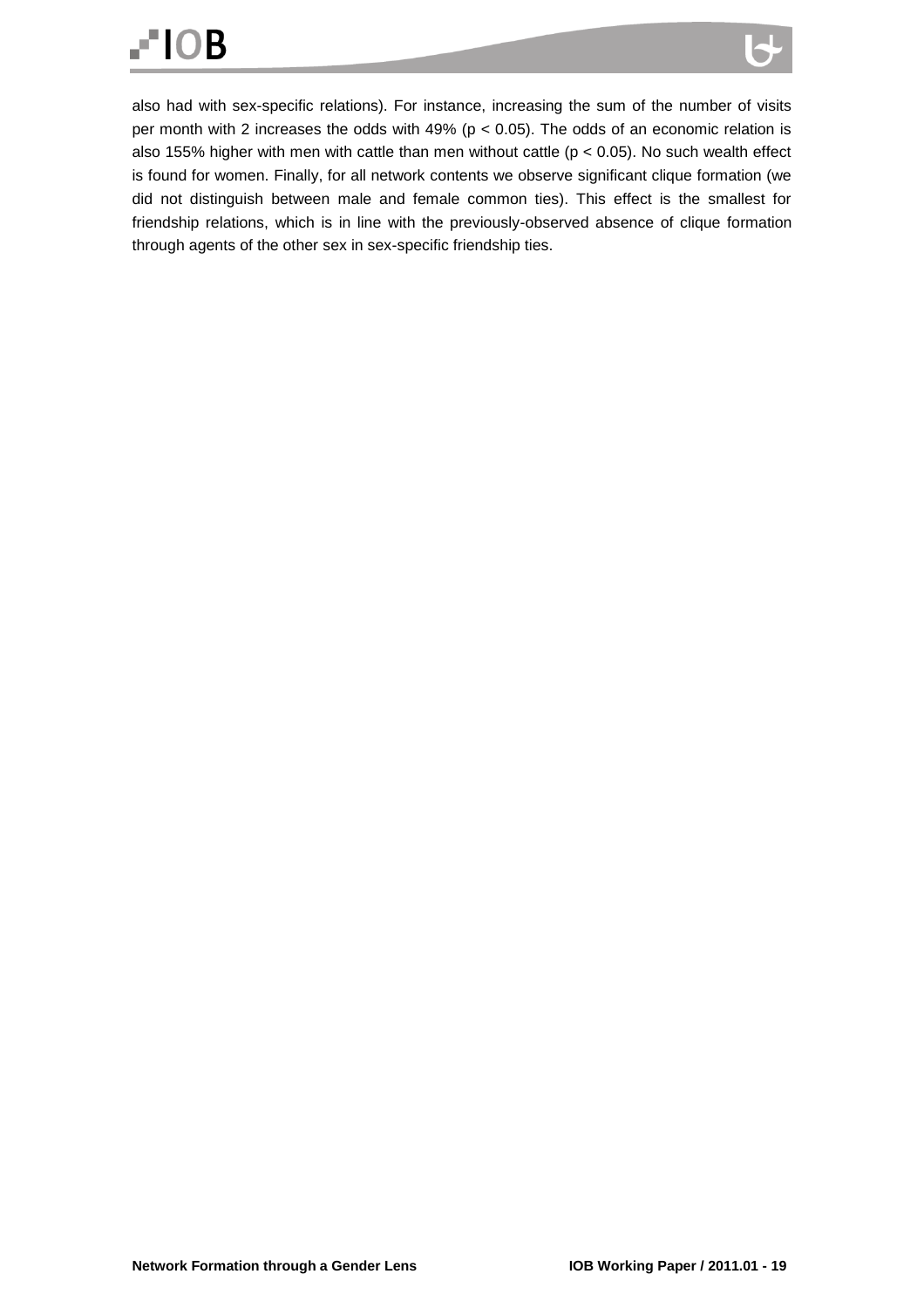also had with sex-specific relations). For instance, increasing the sum of the number of visits per month with 2 increases the odds with 49% ($p < 0.05$). The odds of an economic relation is also 155% higher with men with cattle than men without cattle ($p < 0.05$). No such wealth effect is found for women. Finally, for all network contents we observe significant clique formation (we did not distinguish between male and female common ties). This effect is the smallest for friendship relations, which is in line with the previously-observed absence of clique formation through agents of the other sex in sex-specific friendship ties.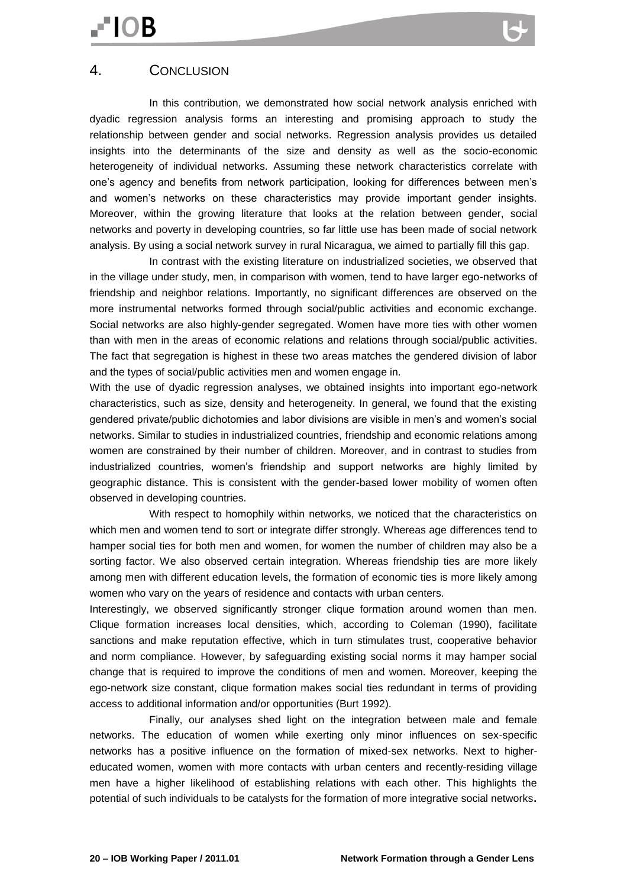# 4. Conclusion

In this contribution, we demonstrated how social network analysis enriched with dyadic regression analysis forms an interesting and promising approach to study the relationship between gender and social networks. Regression analysis provides us detailed insights into the determinants of the size and density as well as the socio-economic heterogeneity of individual networks. Assuming these network characteristics correlate with one's agency and benefits from network participation, looking for differences between men's and women's networks on these characteristics may provide important gender insights. Moreover, within the growing literature that looks at the relation between gender, social networks and poverty in developing countries, so far little use has been made of social network analysis. By using a social network survey in rural Nicaragua, we aimed to partially fill this gap.

In contrast with the existing literature on industrialized societies, we observed that in the village under study, men, in comparison with women, tend to have larger ego-networks of friendship and neighbor relations. Importantly, no significant differences are observed on the more instrumental networks formed through social/public activities and economic exchange. Social networks are also highly-gender segregated. Women have more ties with other women than with men in the areas of economic relations and relations through social/public activities. The fact that segregation is highest in these two areas matches the gendered division of labor and the types of social/public activities men and women engage in.

With the use of dyadic regression analyses, we obtained insights into important ego-network characteristics, such as size, density and heterogeneity. In general, we found that the existing gendered private/public dichotomies and labor divisions are visible in men's and women's social networks. Similar to studies in industrialized countries, friendship and economic relations among women are constrained by their number of children. Moreover, and in contrast to studies from industrialized countries, women's friendship and support networks are highly limited by geographic distance. This is consistent with the gender-based lower mobility of women often observed in developing countries.

With respect to homophily within networks, we noticed that the characteristics on which men and women tend to sort or integrate differ strongly. Whereas age differences tend to hamper social ties for both men and women, for women the number of children may also be a sorting factor. We also observed certain integration. Whereas friendship ties are more likely among men with different education levels, the formation of economic ties is more likely among women who vary on the years of residence and contacts with urban centers.

Interestingly, we observed significantly stronger clique formation around women than men. Clique formation increases local densities, which, according to Coleman (1990), facilitate sanctions and make reputation effective, which in turn stimulates trust, cooperative behavior and norm compliance. However, by safeguarding existing social norms it may hamper social change that is required to improve the conditions of men and women. Moreover, keeping the ego-network size constant, clique formation makes social ties redundant in terms of providing access to additional information and/or opportunities (Burt 1992).

Finally, our analyses shed light on the integration between male and female networks. The education of women while exerting only minor influences on sex-specific networks has a positive influence on the formation of mixed-sex networks. Next to higher-educated women, women with more contacts with urban centers and recently-residing village men have a higher likelihood of establishing relations with each other. This highlights the potential of such individuals to be catalysts for the formation of more integrative social networks.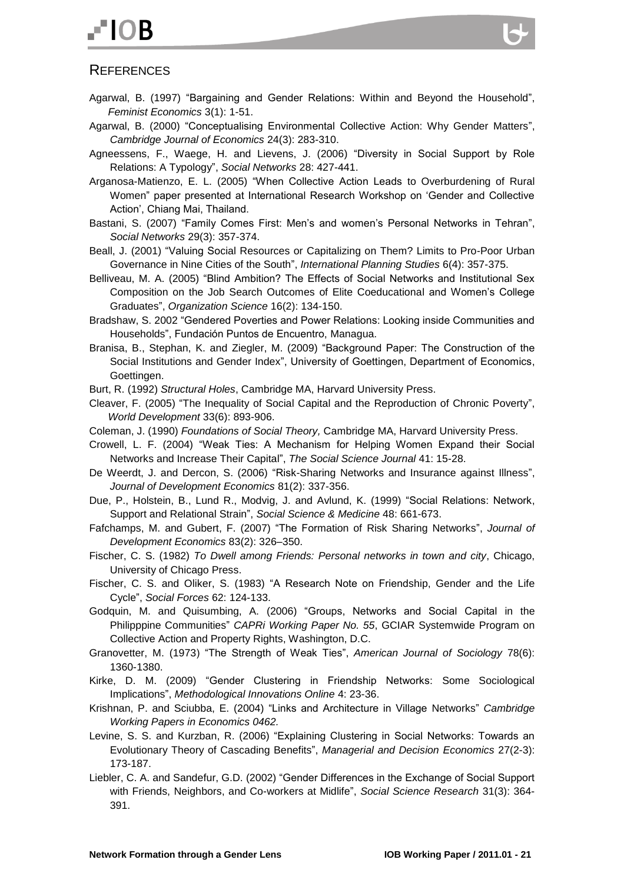## References

Agarwal, B. (1997) "Bargaining and Gender Relations: Within and Beyond the Household", *Feminist Economics* 3(1): 1-51.

Agarwal, B. (2000) "Conceptualising Environmental Collective Action: Why Gender Matters", *Cambridge Journal of Economics* 24(3): 283-310.

Agneessens, F., Waege, H. and Lievens, J. (2006) "Diversity in Social Support by Role Relations: A Typology", *Social Networks* 28: 427-441.

Arganosa-Matienzo, E. L. (2005) "When Collective Action Leads to Overburdening of Rural Women" paper presented at International Research Workshop on 'Gender and Collective Action', Chiang Mai, Thailand.

Bastani, S. (2007) "Family Comes First: Men's and women's Personal Networks in Tehran", *Social Networks* 29(3): 357-374.

Beall, J. (2001) "Valuing Social Resources or Capitalizing on Them? Limits to Pro-Poor Urban Governance in Nine Cities of the South", *International Planning Studies* 6(4): 357-375.

Belliveau, M. A. (2005) "Blind Ambition? The Effects of Social Networks and Institutional Sex Composition on the Job Search Outcomes of Elite Coeducational and Women's College Graduates", *Organization Science* 16(2): 134-150.

Bradshaw, S. 2002 "Gendered Poverties and Power Relations: Looking inside Communities and Households", Fundación Puntos de Encuentro, Managua.

Branisa, B., Stephan, K. and Ziegler, M. (2009) "Background Paper: The Construction of the Social Institutions and Gender Index", University of Goettingen, Department of Economics, Goettingen.

Burt, R. (1992) *Structural Holes*, Cambridge MA, Harvard University Press.

Cleaver, F. (2005) "The Inequality of Social Capital and the Reproduction of Chronic Poverty", *World Development* 33(6): 893-906.

Coleman, J. (1990) *Foundations of Social Theory,* Cambridge MA, Harvard University Press.

Crowell, L. F. (2004) "Weak Ties: A Mechanism for Helping Women Expand their Social Networks and Increase Their Capital", *The Social Science Journal* 41: 15-28.

De Weerdt, J. and Dercon, S. (2006) "Risk-Sharing Networks and Insurance against Illness", *Journal of Development Economics* 81(2): 337-356.

Due, P., Holstein, B., Lund R., Modvig, J. and Avlund, K. (1999) "Social Relations: Network, Support and Relational Strain", *Social Science & Medicine* 48: 661-673.

Fafchamps, M. and Gubert, F. (2007) "The Formation of Risk Sharing Networks", *Journal of Development Economics* 83(2): 326–350.

Fischer, C. S. (1982) *To Dwell among Friends: Personal networks in town and city*, Chicago, University of Chicago Press.

Fischer, C. S. and Oliker, S. (1983) "A Research Note on Friendship, Gender and the Life Cycle", *Social Forces* 62: 124-133.

Godquin, M. and Quisumbing, A. (2006) "Groups, Networks and Social Capital in the Philipppine Communities" *CAPRi Working Paper No. 55*, GCIAR Systemwide Program on Collective Action and Property Rights, Washington, D.C.

Granovetter, M. (1973) "The Strength of Weak Ties", *American Journal of Sociology* 78(6): 1360-1380.

Kirke, D. M. (2009) "Gender Clustering in Friendship Networks: Some Sociological Implications", *Methodological Innovations Online* 4: 23-36.

Krishnan, P. and Sciubba, E. (2004) "Links and Architecture in Village Networks" *Cambridge Working Papers in Economics 0462.*

Levine, S. S. and Kurzban, R. (2006) "Explaining Clustering in Social Networks: Towards an Evolutionary Theory of Cascading Benefits", *Managerial and Decision Economics* 27(2-3): 173-187.

Liebler, C. A. and Sandefur, G.D. (2002) "Gender Differences in the Exchange of Social Support with Friends, Neighbors, and Co-workers at Midlife", *Social Science Research* 31(3): 364-391.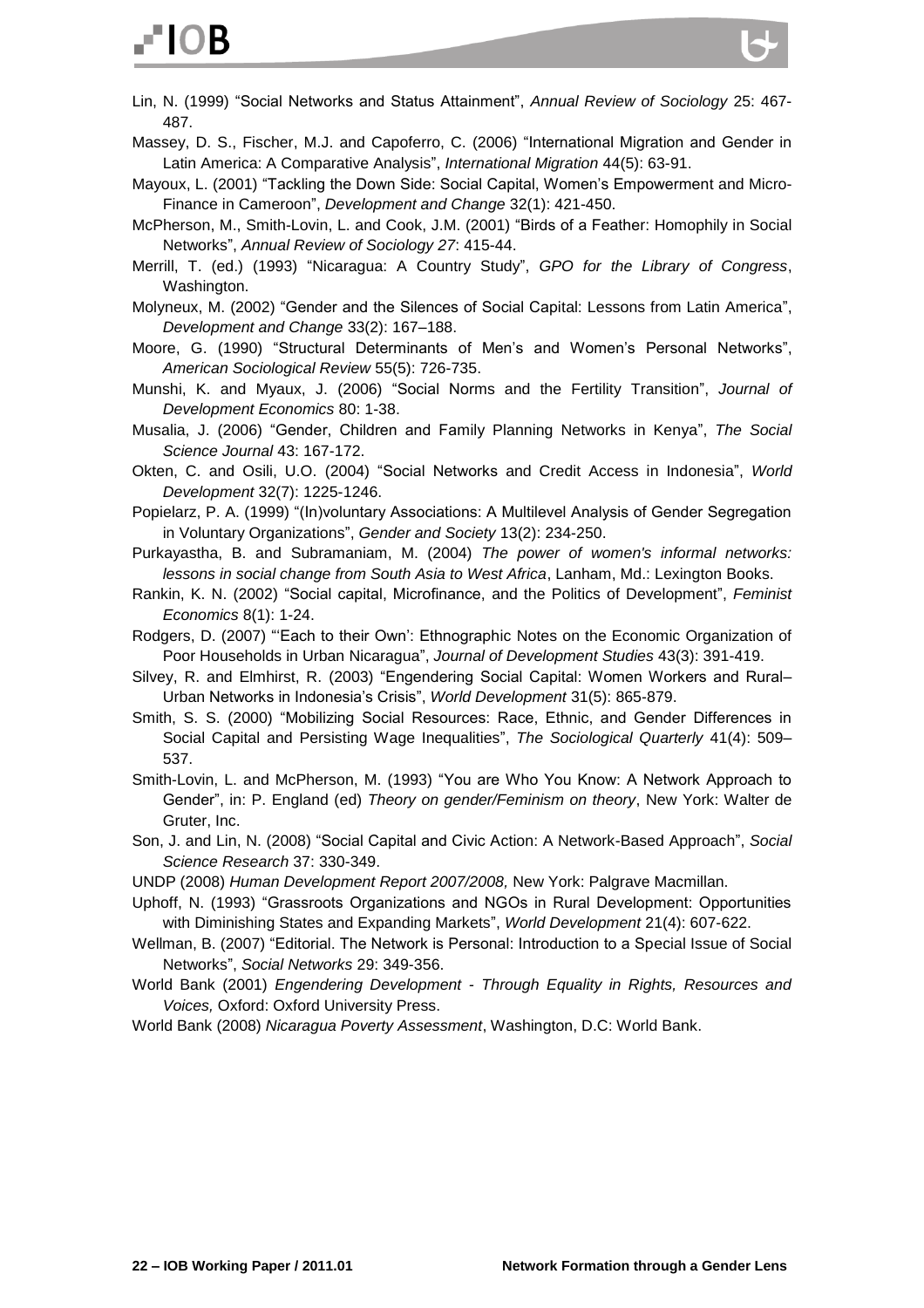Lin, N. (1999) "Social Networks and Status Attainment", *Annual Review of Sociology* 25: 467-487.

Massey, D. S., Fischer, M.J. and Capoferro, C. (2006) "International Migration and Gender in Latin America: A Comparative Analysis", *International Migration* 44(5): 63-91.

Mayoux, L. (2001) "Tackling the Down Side: Social Capital, Women's Empowerment and Micro-Finance in Cameroon", *Development and Change* 32(1): 421-450.

McPherson, M., Smith-Lovin, L. and Cook, J.M. (2001) "Birds of a Feather: Homophily in Social Networks", *Annual Review of Sociology 27*: 415-44.

Merrill, T. (ed.) (1993) "Nicaragua: A Country Study", *GPO for the Library of Congress*, Washington.

Molyneux, M. (2002) "Gender and the Silences of Social Capital: Lessons from Latin America", *Development and Change* 33(2): 167–188.

Moore, G. (1990) "Structural Determinants of Men's and Women's Personal Networks", *American Sociological Review* 55(5): 726-735.

Munshi, K. and Myaux, J. (2006) "Social Norms and the Fertility Transition", *Journal of Development Economics* 80: 1-38.

Musalia, J. (2006) "Gender, Children and Family Planning Networks in Kenya", *The Social Science Journal* 43: 167-172.

Okten, C. and Osili, U.O. (2004) "Social Networks and Credit Access in Indonesia", *World Development* 32(7): 1225-1246.

Popielarz, P. A. (1999) "(In)voluntary Associations: A Multilevel Analysis of Gender Segregation in Voluntary Organizations", *Gender and Society* 13(2): 234-250.

Purkayastha, B. and Subramaniam, M. (2004) *The power of women's informal networks: lessons in social change from South Asia to West Africa*, Lanham, Md.: Lexington Books.

Rankin, K. N. (2002) "Social capital, Microfinance, and the Politics of Development", *Feminist Economics* 8(1): 1-24.

Rodgers, D. (2007) "'Each to their Own': Ethnographic Notes on the Economic Organization of Poor Households in Urban Nicaragua", *Journal of Development Studies* 43(3): 391-419.

Silvey, R. and Elmhirst, R. (2003) "Engendering Social Capital: Women Workers and Rural–Urban Networks in Indonesia's Crisis", *World Development* 31(5): 865-879.

Smith, S. S. (2000) "Mobilizing Social Resources: Race, Ethnic, and Gender Differences in Social Capital and Persisting Wage Inequalities", *The Sociological Quarterly* 41(4): 509–537.

Smith-Lovin, L. and McPherson, M. (1993) "You are Who You Know: A Network Approach to Gender", in: P. England (ed) *Theory on gender/Feminism on theory*, New York: Walter de Gruter, Inc.

Son, J. and Lin, N. (2008) "Social Capital and Civic Action: A Network-Based Approach", *Social Science Research* 37: 330-349.

UNDP (2008) *Human Development Report 2007/2008,* New York: Palgrave Macmillan.

Uphoff, N. (1993) "Grassroots Organizations and NGOs in Rural Development: Opportunities with Diminishing States and Expanding Markets", *World Development* 21(4): 607-622.

Wellman, B. (2007) "Editorial. The Network is Personal: Introduction to a Special Issue of Social Networks", *Social Networks* 29: 349-356.

World Bank (2001) *Engendering Development - Through Equality in Rights, Resources and Voices,* Oxford: Oxford University Press.

World Bank (2008) *Nicaragua Poverty Assessment*, Washington, D.C: World Bank.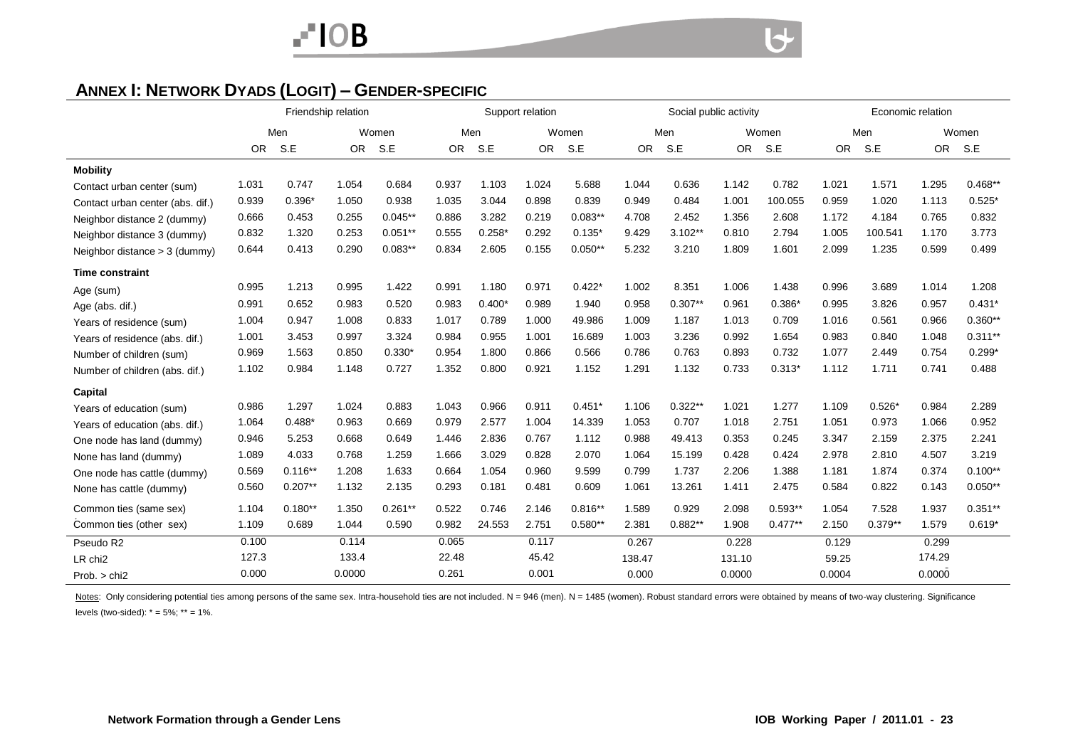## ANNEX I: NETWORK DYADS (LOGIT) – GENDER-SPECIFIC

| | Friendship relation | | | | Support relation | | | | Social public activity | | | | Economic relation | | | |
|---|---|---|---|---|---|---|---|---|---|---|---|---|---|---|---|---|
| | Men | | Women | | Men | | Women | | Men | | Women | | Men | | Women | |
| | OR | S.E | OR | S.E | OR | S.E | OR | S.E | OR | S.E | OR | S.E | OR | S.E | OR | S.E |
| **Mobility** | | | | | | | | | | | | | | | | |
| Contact urban center (sum) | 1.031 | 0.747 | 1.054 | 0.684 | 0.937 | 1.103 | 1.024 | 5.688 | 1.044 | 0.636 | 1.142 | 0.782 | 1.021 | 1.571 | 1.295 | 0.468** |
| Contact urban center (abs. dif.) | 0.939 | 0.396* | 1.050 | 0.938 | 1.035 | 3.044 | 0.898 | 0.839 | 0.949 | 0.484 | 1.001 | 100.055 | 0.959 | 1.020 | 1.113 | 0.525* |
| Neighbor distance 2 (dummy) | 0.666 | 0.453 | 0.255 | 0.045** | 0.886 | 3.282 | 0.219 | 0.083** | 4.708 | 2.452 | 1.356 | 2.608 | 1.172 | 4.184 | 0.765 | 0.832 |
| Neighbor distance 3 (dummy) | 0.832 | 1.320 | 0.253 | 0.051** | 0.555 | 0.258* | 0.292 | 0.135* | 9.429 | 3.102** | 0.810 | 2.794 | 1.005 | 100.541 | 1.170 | 3.773 |
| Neighbor distance > 3 (dummy) | 0.644 | 0.413 | 0.290 | 0.083** | 0.834 | 2.605 | 0.155 | 0.050** | 5.232 | 3.210 | 1.809 | 1.601 | 2.099 | 1.235 | 0.599 | 0.499 |
| **Time constraint** | | | | | | | | | | | | | | | | |
| Age (sum) | 0.995 | 1.213 | 0.995 | 1.422 | 0.991 | 1.180 | 0.971 | 0.422* | 1.002 | 8.351 | 1.006 | 1.438 | 0.996 | 3.689 | 1.014 | 1.208 |
| Age (abs. dif.) | 0.991 | 0.652 | 0.983 | 0.520 | 0.983 | 0.400* | 0.989 | 1.940 | 0.958 | 0.307** | 0.961 | 0.386* | 0.995 | 3.826 | 0.957 | 0.431* |
| Years of residence (sum) | 1.004 | 0.947 | 1.008 | 0.833 | 1.017 | 0.789 | 1.000 | 49.986 | 1.009 | 1.187 | 1.013 | 0.709 | 1.016 | 0.561 | 0.966 | 0.360** |
| Years of residence (abs. dif.) | 1.001 | 3.453 | 0.997 | 3.324 | 0.984 | 0.955 | 1.001 | 16.689 | 1.003 | 3.236 | 0.992 | 1.654 | 0.983 | 0.840 | 1.048 | 0.311** |
| Number of children (sum) | 0.969 | 1.563 | 0.850 | 0.330* | 0.954 | 1.800 | 0.866 | 0.566 | 0.786 | 0.763 | 0.893 | 0.732 | 1.077 | 2.449 | 0.754 | 0.299* |
| Number of children (abs. dif.) | 1.102 | 0.984 | 1.148 | 0.727 | 1.352 | 0.800 | 0.921 | 1.152 | 1.291 | 1.132 | 0.733 | 0.313* | 1.112 | 1.711 | 0.741 | 0.488 |
| **Capital** | | | | | | | | | | | | | | | | |
| Years of education (sum) | 0.986 | 1.297 | 1.024 | 0.883 | 1.043 | 0.966 | 0.911 | 0.451* | 1.106 | 0.322** | 1.021 | 1.277 | 1.109 | 0.526* | 0.984 | 2.289 |
| Years of education (abs. dif.) | 1.064 | 0.488* | 0.963 | 0.669 | 0.979 | 2.577 | 1.004 | 14.339 | 1.053 | 0.707 | 1.018 | 2.751 | 1.051 | 0.973 | 1.066 | 0.952 |
| One node has land (dummy) | 0.946 | 5.253 | 0.668 | 0.649 | 1.446 | 2.836 | 0.767 | 1.112 | 0.988 | 49.413 | 0.353 | 0.245 | 3.347 | 2.159 | 2.375 | 2.241 |
| None has land (dummy) | 1.089 | 4.033 | 0.768 | 1.259 | 1.666 | 3.029 | 0.828 | 2.070 | 1.064 | 15.199 | 0.428 | 0.424 | 2.978 | 2.810 | 4.507 | 3.219 |
| One node has cattle (dummy) | 0.569 | 0.116** | 1.208 | 1.633 | 0.664 | 1.054 | 0.960 | 9.599 | 0.799 | 1.737 | 2.206 | 1.388 | 1.181 | 1.874 | 0.374 | 0.100** |
| None has cattle (dummy) | 0.560 | 0.207** | 1.132 | 2.135 | 0.293 | 0.181 | 0.481 | 0.609 | 1.061 | 13.261 | 1.411 | 2.475 | 0.584 | 0.822 | 0.143 | 0.050** |
| Common ties (same sex) | 1.104 | 0.180** | 1.350 | 0.261** | 0.522 | 0.746 | 2.146 | 0.816** | 1.589 | 0.929 | 2.098 | 0.593** | 1.054 | 7.528 | 1.937 | 0.351** |
| Common ties (other sex) | 1.109 | 0.689 | 1.044 | 0.590 | 0.982 | 24.553 | 2.751 | 0.580** | 2.381 | 0.882** | 1.908 | 0.477** | 2.150 | 0.379** | 1.579 | 0.619* |
| Pseudo R2 | 0.100 | | 0.114 | | 0.065 | | 0.117 | | 0.267 | | 0.228 | | 0.129 | | 0.299 | |
| LR chi2 | 127.3 | | 133.4 | | 22.48 | | 45.42 | | 138.47 | | 131.10 | | 59.25 | | 174.29 | |
| Prob. > chi2 | 0.000 | | 0.0000 | | 0.261 | | 0.001 | | 0.000 | | 0.0000 | | 0.0004 | | 0.0000 | |

Notes: Only considering potential ties among persons of the same sex. Intra-household ties are not included. N = 946 (men). N = 1485 (women). Robust standard errors were obtained by means of two-way clustering. Significance levels (two-sided): * = 5%; ** = 1%.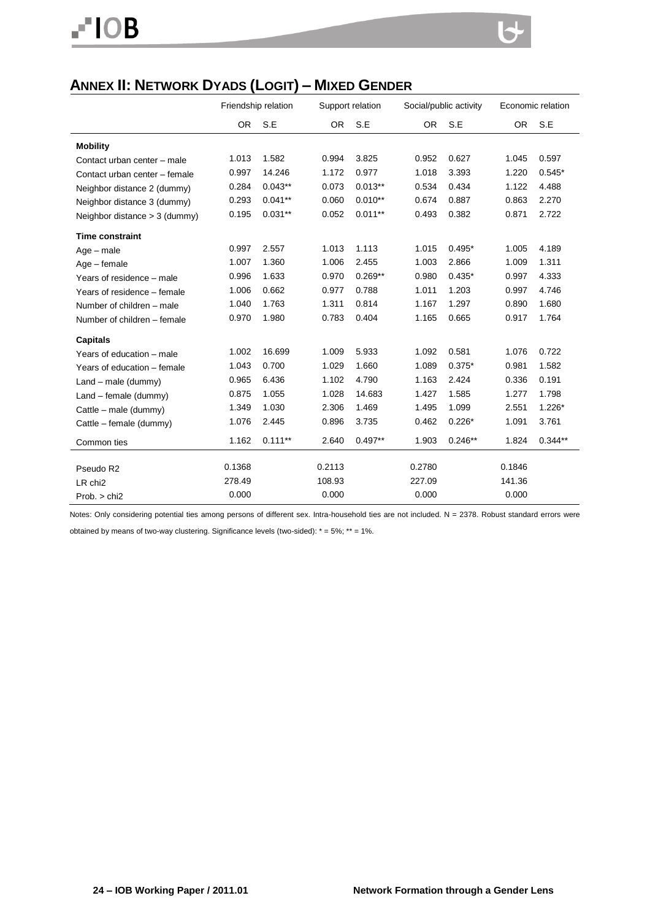## ANNEX II: NETWORK DYADS (LOGIT) – MIXED GENDER

| | Friendship relation | | Support relation | | Social/public activity | | Economic relation | |
|---|---|---|---|---|---|---|---|---|
| | OR | S.E | OR | S.E | OR | S.E | OR | S.E |
| **Mobility** | | | | | | | | |
| Contact urban center – male | 1.013 | 1.582 | 0.994 | 3.825 | 0.952 | 0.627 | 1.045 | 0.597 |
| Contact urban center – female | 0.997 | 14.246 | 1.172 | 0.977 | 1.018 | 3.393 | 1.220 | 0.545* |
| Neighbor distance 2 (dummy) | 0.284 | 0.043** | 0.073 | 0.013** | 0.534 | 0.434 | 1.122 | 4.488 |
| Neighbor distance 3 (dummy) | 0.293 | 0.041** | 0.060 | 0.010** | 0.674 | 0.887 | 0.863 | 2.270 |
| Neighbor distance > 3 (dummy) | 0.195 | 0.031** | 0.052 | 0.011** | 0.493 | 0.382 | 0.871 | 2.722 |
| **Time constraint** | | | | | | | | |
| Age – male | 0.997 | 2.557 | 1.013 | 1.113 | 1.015 | 0.495* | 1.005 | 4.189 |
| Age – female | 1.007 | 1.360 | 1.006 | 2.455 | 1.003 | 2.866 | 1.009 | 1.311 |
| Years of residence – male | 0.996 | 1.633 | 0.970 | 0.269** | 0.980 | 0.435* | 0.997 | 4.333 |
| Years of residence – female | 1.006 | 0.662 | 0.977 | 0.788 | 1.011 | 1.203 | 0.997 | 4.746 |
| Number of children – male | 1.040 | 1.763 | 1.311 | 0.814 | 1.167 | 1.297 | 0.890 | 1.680 |
| Number of children – female | 0.970 | 1.980 | 0.783 | 0.404 | 1.165 | 0.665 | 0.917 | 1.764 |
| **Capitals** | | | | | | | | |
| Years of education – male | 1.002 | 16.699 | 1.009 | 5.933 | 1.092 | 0.581 | 1.076 | 0.722 |
| Years of education – female | 1.043 | 0.700 | 1.029 | 1.660 | 1.089 | 0.375* | 0.981 | 1.582 |
| Land – male (dummy) | 0.965 | 6.436 | 1.102 | 4.790 | 1.163 | 2.424 | 0.336 | 0.191 |
| Land – female (dummy) | 0.875 | 1.055 | 1.028 | 14.683 | 1.427 | 1.585 | 1.277 | 1.798 |
| Cattle – male (dummy) | 1.349 | 1.030 | 2.306 | 1.469 | 1.495 | 1.099 | 2.551 | 1.226* |
| Cattle – female (dummy) | 1.076 | 2.445 | 0.896 | 3.735 | 0.462 | 0.226* | 1.091 | 3.761 |
| Common ties | 1.162 | 0.111** | 2.640 | 0.497** | 1.903 | 0.246** | 1.824 | 0.344** |
| Pseudo R2 | 0.1368 | | 0.2113 | | 0.2780 | | 0.1846 | |
| LR chi2 | 278.49 | | 108.93 | | 227.09 | | 141.36 | |
| Prob. > chi2 | 0.000 | | 0.000 | | 0.000 | | 0.000 | |

Notes: Only considering potential ties among persons of different sex. Intra-household ties are not included. N = 2378. Robust standard errors were obtained by means of two-way clustering. Significance levels (two-sided): * = 5%; ** = 1%.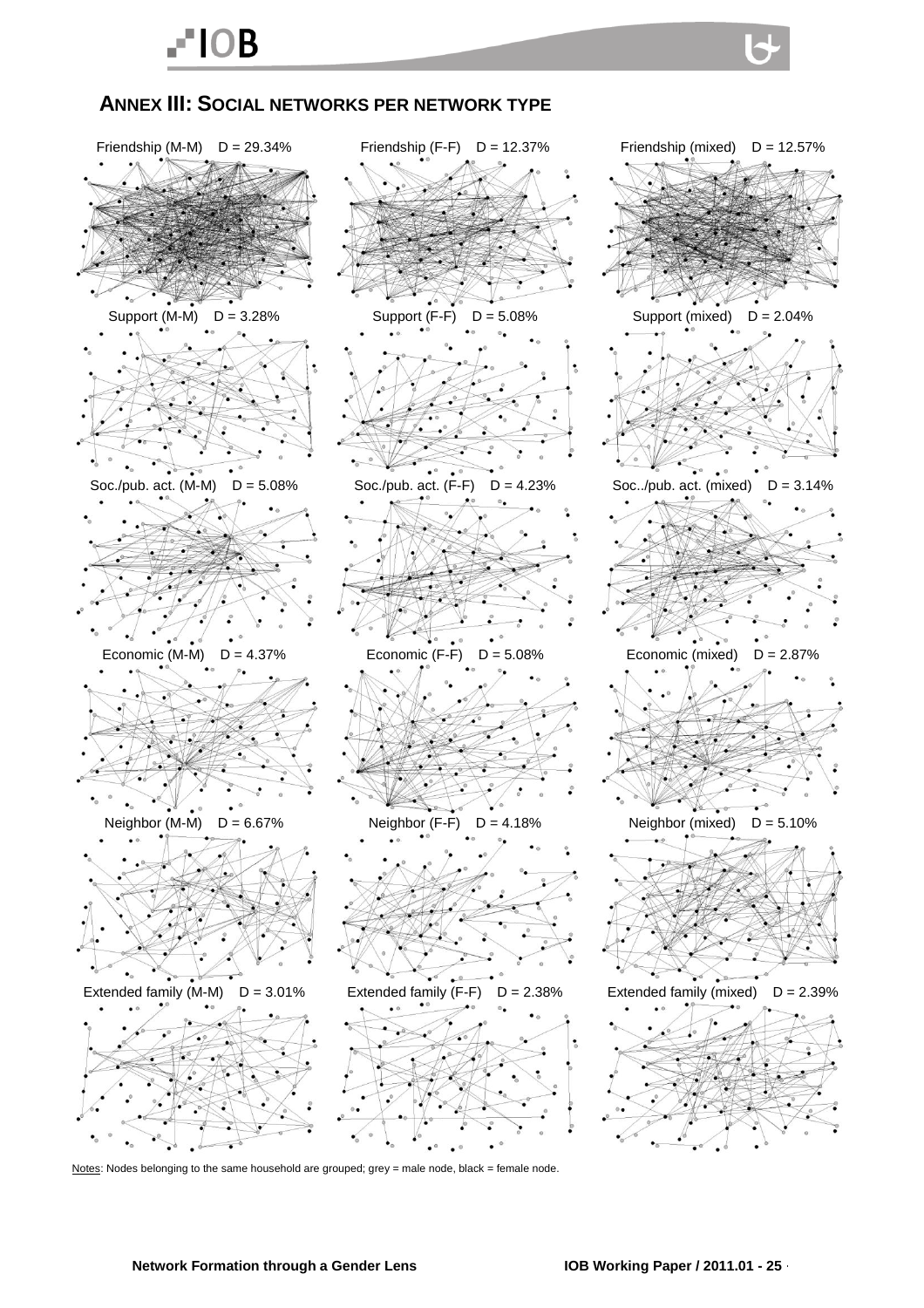## ANNEX III: SOCIAL NETWORKS PER NETWORK TYPE

Friendship (M-M) D = 29.34%

Friendship (F-F) D = 12.37%

Friendship (mixed) D = 12.57%

Support (M-M) D = 3.28%

Support (F-F) D = 5.08%

Support (mixed) D = 2.04%

Soc./pub. act. (M-M) D = 5.08%

Soc./pub. act. (F-F) D = 4.23%

Soc../pub. act. (mixed) D = 3.14%

Economic (M-M) D = 4.37%

Economic (F-F) D = 5.08%

Economic (mixed) D = 2.87%

Neighbor (M-M) D = 6.67%

Neighbor (F-F) D = 4.18%

Neighbor (mixed) D = 5.10%

Extended family (M-M) D = 3.01%

Extended family (F-F) D = 2.38%

Extended family (mixed) D = 2.39%

Notes: Nodes belonging to the same household are grouped; grey = male node, black = female node.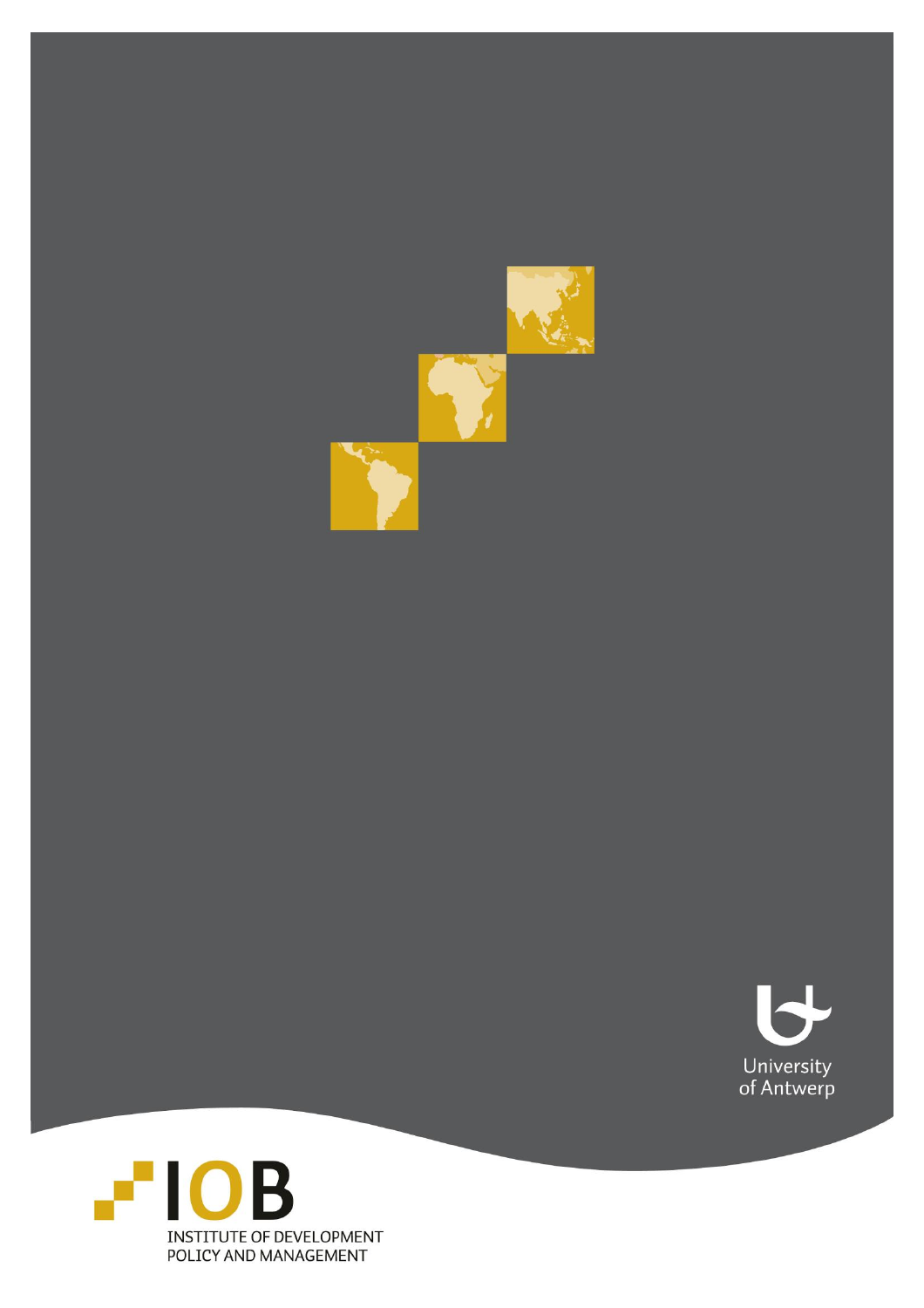University
of Antwerp

IOB

INSTITUTE OF DEVELOPMENT
POLICY AND MANAGEMENT